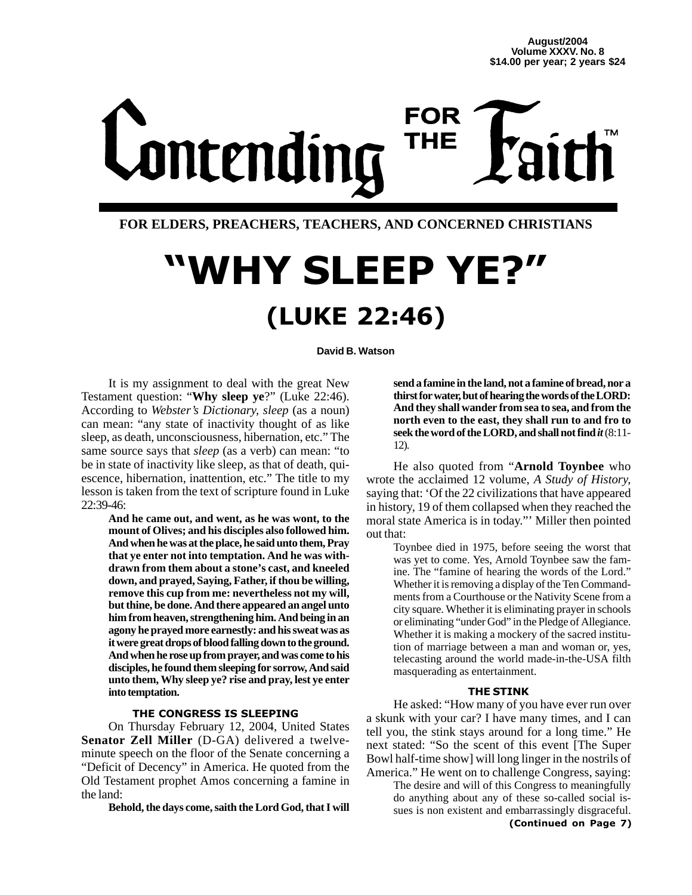August/2004
Volume XXXV. No. 8
$14.00 per year; 2 years $24

# Contending FOR THE Faith™

**FOR ELDERS, PREACHERS, TEACHERS, AND CONCERNED CHRISTIANS**

# "WHY SLEEP YE?"

## (LUKE 22:46)

**David B. Watson**

It is my assignment to deal with the great New Testament question: "**Why sleep ye**?" (Luke 22:46). According to *Webster's Dictionary*, *sleep* (as a noun) can mean: "any state of inactivity thought of as like sleep, as death, unconsciousness, hibernation, etc." The same source says that *sleep* (as a verb) can mean: "to be in state of inactivity like sleep, as that of death, quiescence, hibernation, inattention, etc." The title to my lesson is taken from the text of scripture found in Luke 22:39-46:

> **And he came out, and went, as he was wont, to the mount of Olives; and his disciples also followed him. And when he was at the place, he said unto them, Pray that ye enter not into temptation. And he was withdrawn from them about a stone's cast, and kneeled down, and prayed, Saying, Father, if thou be willing, remove this cup from me: nevertheless not my will, but thine, be done. And there appeared an angel unto him from heaven, strengthening him. And being in an agony he prayed more earnestly: and his sweat was as it were great drops of blood falling down to the ground. And when he rose up from prayer, and was come to his disciples, he found them sleeping for sorrow, And said unto them, Why sleep ye? rise and pray, lest ye enter into temptation.**

### THE CONGRESS IS SLEEPING

On Thursday February 12, 2004, United States **Senator Zell Miller** (D-GA) delivered a twelve-minute speech on the floor of the Senate concerning a "Deficit of Decency" in America. He quoted from the Old Testament prophet Amos concerning a famine in the land:

> **Behold, the days come, saith the Lord God, that I will send a famine in the land, not a famine of bread, nor a thirst for water, but of hearing the words of the LORD: And they shall wander from sea to sea, and from the north even to the east, they shall run to and fro to seek the word of the LORD, and shall not find *it*** (8:11-12).

He also quoted from "**Arnold Toynbee** who wrote the acclaimed 12 volume, *A Study of History*, saying that: 'Of the 22 civilizations that have appeared in history, 19 of them collapsed when they reached the moral state America is in today."' Miller then pointed out that:

> Toynbee died in 1975, before seeing the worst that was yet to come. Yes, Arnold Toynbee saw the famine. The "famine of hearing the words of the Lord." Whether it is removing a display of the Ten Commandments from a Courthouse or the Nativity Scene from a city square. Whether it is eliminating prayer in schools or eliminating "under God" in the Pledge of Allegiance. Whether it is making a mockery of the sacred institution of marriage between a man and woman or, yes, telecasting around the world made-in-the-USA filth masquerading as entertainment.

### THE STINK

He asked: "How many of you have ever run over a skunk with your car? I have many times, and I can tell you, the stink stays around for a long time." He next stated: "So the scent of this event [The Super Bowl half-time show] will long linger in the nostrils of America." He went on to challenge Congress, saying:

> The desire and will of this Congress to meaningfully do anything about any of these so-called social issues is non existent and embarrassingly disgraceful.

**(Continued on Page 7)**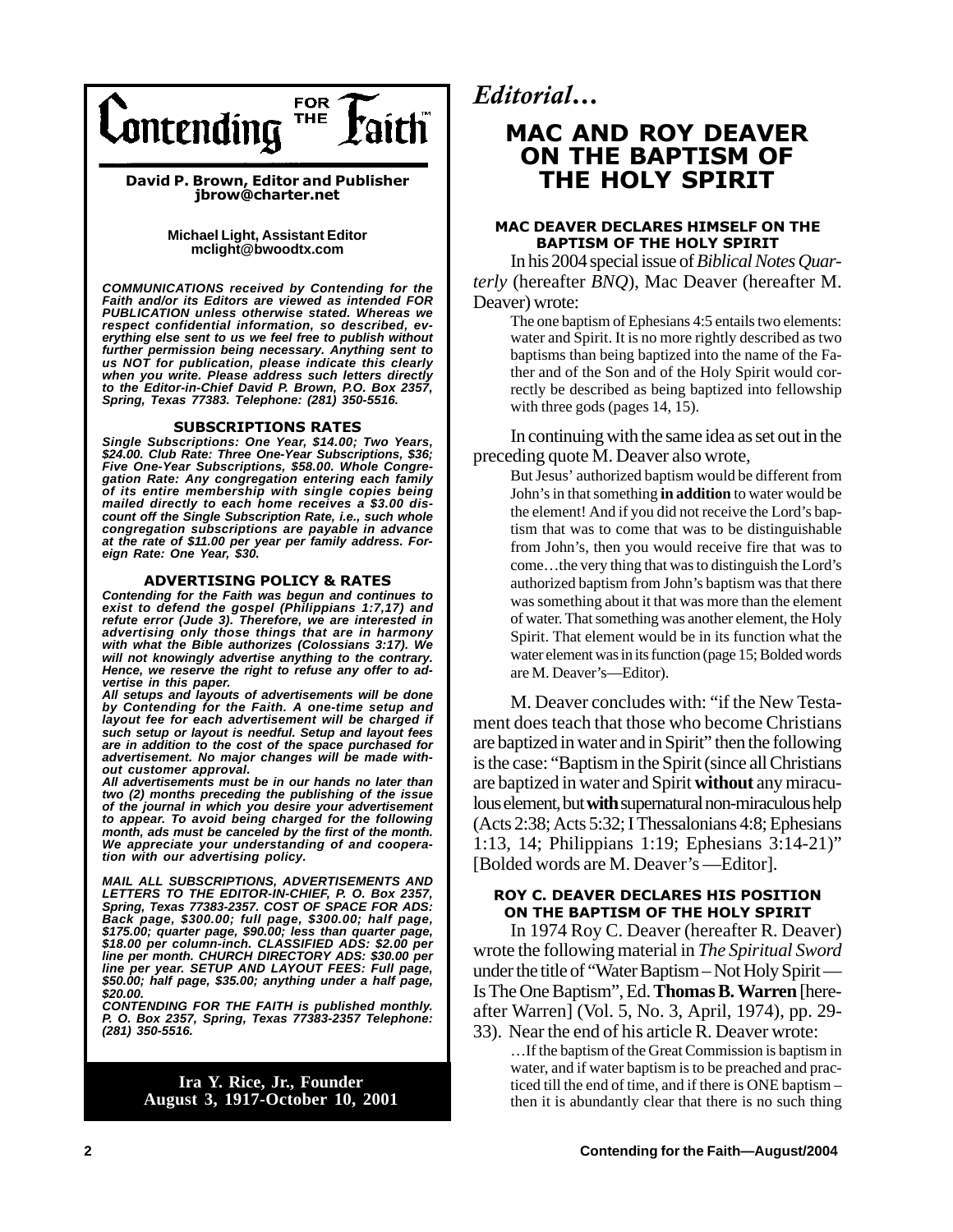# Contending FOR THE Faith™

**David P. Brown, Editor and Publisher**
**jbrow@charter.net**

**Michael Light, Assistant Editor**
**mclight@bwoodtx.com**

***COMMUNICATIONS received by Contending for the Faith and/or its Editors are viewed as intended FOR PUBLICATION unless otherwise stated. Whereas we respect confidential information, so described, everything else sent to us we feel free to publish without further permission being necessary. Anything sent to us NOT for publication, please indicate this clearly when you write. Please address such letters directly to the Editor-in-Chief David P. Brown, P.O. Box 2357, Spring, Texas 77383. Telephone: (281) 350-5516.***

**SUBSCRIPTIONS RATES**

***Single Subscriptions: One Year, $14.00; Two Years, $24.00. Club Rate: Three One-Year Subscriptions, $36; Five One-Year Subscriptions, $58.00. Whole Congregation Rate: Any congregation entering each family of its entire membership with single copies being mailed directly to each home receives a $3.00 discount off the Single Subscription Rate, i.e., such whole congregation subscriptions are payable in advance at the rate of $11.00 per year per family address. Foreign Rate: One Year, $30.***

**ADVERTISING POLICY & RATES**

***Contending for the Faith was begun and continues to exist to defend the gospel (Philippians 1:7,17) and refute error (Jude 3). Therefore, we are interested in advertising only those things that are in harmony with what the Bible authorizes (Colossians 3:17). We will not knowingly advertise anything to the contrary. Hence, we reserve the right to refuse any offer to advertise in this paper.***

***All setups and layouts of advertisements will be done by Contending for the Faith. A one-time setup and layout fee for each advertisement will be charged if such setup or layout is needful. Setup and layout fees are in addition to the cost of the space purchased for advertisement. No major changes will be made without customer approval.***

***All advertisements must be in our hands no later than two (2) months preceding the publishing of the issue of the journal in which you desire your advertisement to appear. To avoid being charged for the following month, ads must be canceled by the first of the month. We appreciate your understanding of and cooperation with our advertising policy.***

***MAIL ALL SUBSCRIPTIONS, ADVERTISEMENTS AND LETTERS TO THE EDITOR-IN-CHIEF, P. O. Box 2357, Spring, Texas 77383-2357. COST OF SPACE FOR ADS: Back page, $300.00; full page, $300.00; half page, $175.00; quarter page, $90.00; less than quarter page, $18.00 per column-inch. CLASSIFIED ADS: $2.00 per line per month. CHURCH DIRECTORY ADS: $30.00 per line per year. SETUP AND LAYOUT FEES: Full page, $50.00; half page, $35.00; anything under a half page, $20.00.***

***CONTENDING FOR THE FAITH is published monthly. P. O. Box 2357, Spring, Texas 77383-2357 Telephone: (281) 350-5516.***

**Ira Y. Rice, Jr., Founder**
**August 3, 1917-October 10, 2001**

*Editorial…*

# MAC AND ROY DEAVER ON THE BAPTISM OF THE HOLY SPIRIT

### MAC DEAVER DECLARES HIMSELF ON THE BAPTISM OF THE HOLY SPIRIT

In his 2004 special issue of *Biblical Notes Quarterly* (hereafter *BNQ*), Mac Deaver (hereafter M. Deaver) wrote:

> The one baptism of Ephesians 4:5 entails two elements: water and Spirit. It is no more rightly described as two baptisms than being baptized into the name of the Father and of the Son and of the Holy Spirit would correctly be described as being baptized into fellowship with three gods (pages 14, 15).

In continuing with the same idea as set out in the preceding quote M. Deaver also wrote,

> But Jesus' authorized baptism would be different from John's in that something **in addition** to water would be the element! And if you did not receive the Lord's baptism that was to come that was to be distinguishable from John's, then you would receive fire that was to come…the very thing that was to distinguish the Lord's authorized baptism from John's baptism was that there was something about it that was more than the element of water. That something was another element, the Holy Spirit. That element would be in its function what the water element was in its function (page 15; Bolded words are M. Deaver's—Editor).

M. Deaver concludes with: "if the New Testament does teach that those who become Christians are baptized in water and in Spirit" then the following is the case: "Baptism in the Spirit (since all Christians are baptized in water and Spirit **without** any miraculous element, but **with** supernatural non-miraculous help (Acts 2:38; Acts 5:32; I Thessalonians 4:8; Ephesians 1:13, 14; Philippians 1:19; Ephesians 3:14-21)" [Bolded words are M. Deaver's —Editor].

### ROY C. DEAVER DECLARES HIS POSITION ON THE BAPTISM OF THE HOLY SPIRIT

In 1974 Roy C. Deaver (hereafter R. Deaver) wrote the following material in *The Spiritual Sword* under the title of "Water Baptism – Not Holy Spirit — Is The One Baptism", Ed. **Thomas B. Warren** [hereafter Warren] (Vol. 5, No. 3, April, 1974), pp. 29-33). Near the end of his article R. Deaver wrote:

> …If the baptism of the Great Commission is baptism in water, and if water baptism is to be preached and practiced till the end of time, and if there is ONE baptism – then it is abundantly clear that there is no such thing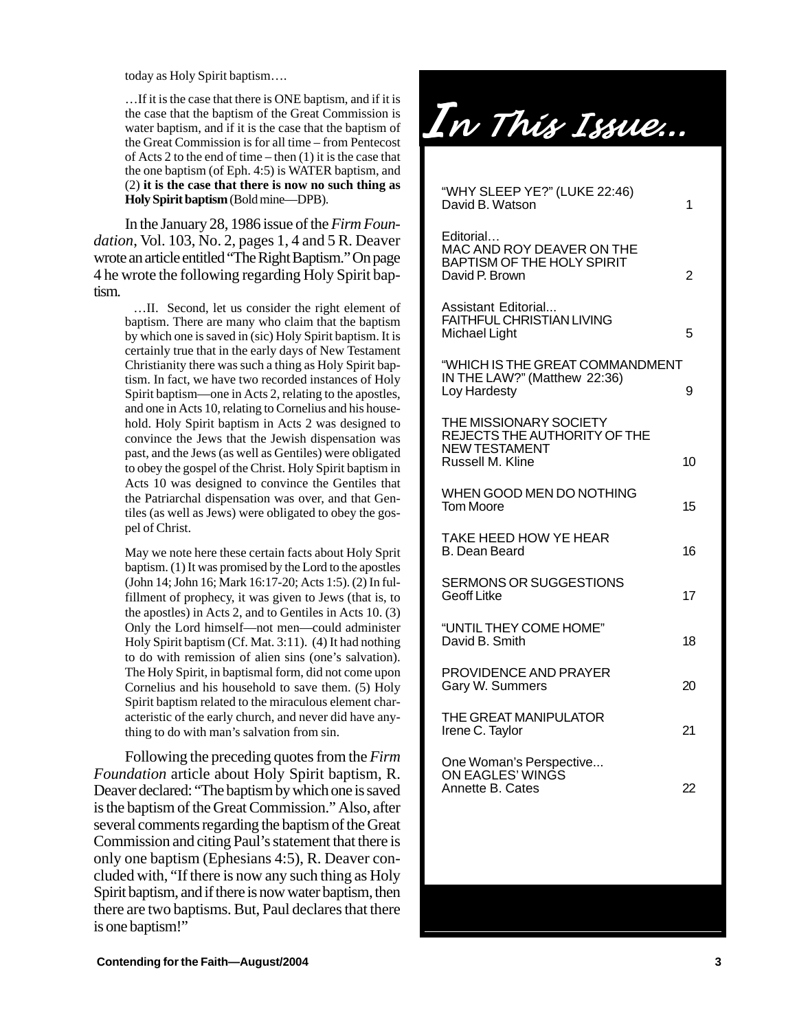today as Holy Spirit baptism….

> …If it is the case that there is ONE baptism, and if it is the case that the baptism of the Great Commission is water baptism, and if it is the case that the baptism of the Great Commission is for all time – from Pentecost of Acts 2 to the end of time – then (1) it is the case that the one baptism (of Eph. 4:5) is WATER baptism, and (2) **it is the case that there is now no such thing as Holy Spirit baptism** (Bold mine—DPB).

In the January 28, 1986 issue of the *Firm Foundation*, Vol. 103, No. 2, pages 1, 4 and 5 R. Deaver wrote an article entitled "The Right Baptism." On page 4 he wrote the following regarding Holy Spirit baptism.

> …II. Second, let us consider the right element of baptism. There are many who claim that the baptism by which one is saved in (sic) Holy Spirit baptism. It is certainly true that in the early days of New Testament Christianity there was such a thing as Holy Spirit baptism. In fact, we have two recorded instances of Holy Spirit baptism—one in Acts 2, relating to the apostles, and one in Acts 10, relating to Cornelius and his household. Holy Spirit baptism in Acts 2 was designed to convince the Jews that the Jewish dispensation was past, and the Jews (as well as Gentiles) were obligated to obey the gospel of the Christ. Holy Spirit baptism in Acts 10 was designed to convince the Gentiles that the Patriarchal dispensation was over, and that Gentiles (as well as Jews) were obligated to obey the gospel of Christ.
>
> May we note here these certain facts about Holy Sprit baptism. (1) It was promised by the Lord to the apostles (John 14; John 16; Mark 16:17-20; Acts 1:5). (2) In fulfillment of prophecy, it was given to Jews (that is, to the apostles) in Acts 2, and to Gentiles in Acts 10. (3) Only the Lord himself—not men—could administer Holy Spirit baptism (Cf. Mat. 3:11). (4) It had nothing to do with remission of alien sins (one's salvation). The Holy Spirit, in baptismal form, did not come upon Cornelius and his household to save them. (5) Holy Spirit baptism related to the miraculous element characteristic of the early church, and never did have anything to do with man's salvation from sin.

Following the preceding quotes from the *Firm Foundation* article about Holy Spirit baptism, R. Deaver declared: "The baptism by which one is saved is the baptism of the Great Commission." Also, after several comments regarding the baptism of the Great Commission and citing Paul's statement that there is only one baptism (Ephesians 4:5), R. Deaver concluded with, "If there is now any such thing as Holy Spirit baptism, and if there is now water baptism, then there are two baptisms. But, Paul declares that there is one baptism!"

# *In This Issue...*

| | |
|---|---|
| "WHY SLEEP YE?" (LUKE 22:46)<br>David B. Watson | 1 |
| Editorial…<br>MAC AND ROY DEAVER ON THE BAPTISM OF THE HOLY SPIRIT<br>David P. Brown | 2 |
| Assistant Editorial...<br>FAITHFUL CHRISTIAN LIVING<br>Michael Light | 5 |
| "WHICH IS THE GREAT COMMANDMENT IN THE LAW?" (Matthew 22:36)<br>Loy Hardesty | 9 |
| THE MISSIONARY SOCIETY REJECTS THE AUTHORITY OF THE NEW TESTAMENT<br>Russell M. Kline | 10 |
| WHEN GOOD MEN DO NOTHING<br>Tom Moore | 15 |
| TAKE HEED HOW YE HEAR<br>B. Dean Beard | 16 |
| SERMONS OR SUGGESTIONS<br>Geoff Litke | 17 |
| "UNTIL THEY COME HOME"<br>David B. Smith | 18 |
| PROVIDENCE AND PRAYER<br>Gary W. Summers | 20 |
| THE GREAT MANIPULATOR<br>Irene C. Taylor | 21 |
| One Woman's Perspective...<br>ON EAGLES' WINGS<br>Annette B. Cates | 22 |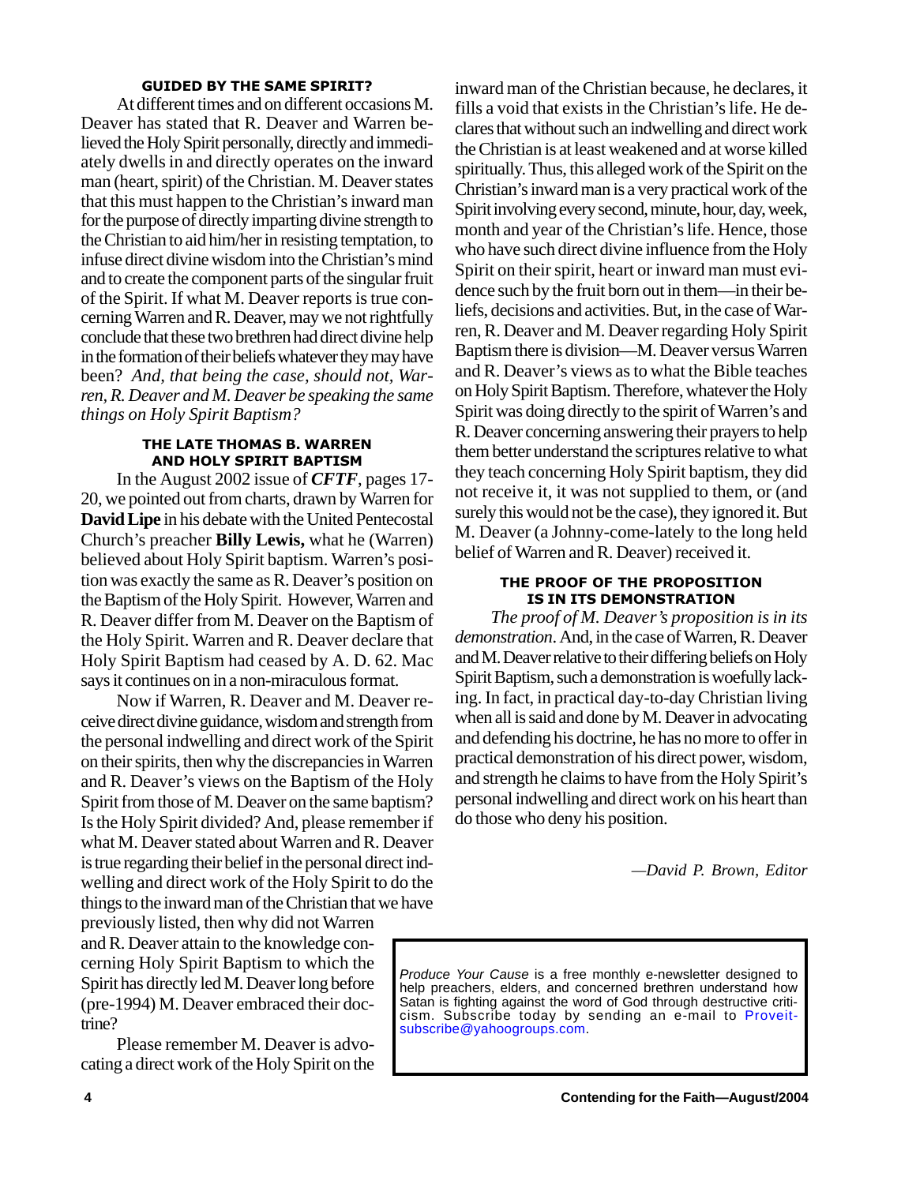### GUIDED BY THE SAME SPIRIT?

At different times and on different occasions M. Deaver has stated that R. Deaver and Warren believed the Holy Spirit personally, directly and immediately dwells in and directly operates on the inward man (heart, spirit) of the Christian. M. Deaver states that this must happen to the Christian's inward man for the purpose of directly imparting divine strength to the Christian to aid him/her in resisting temptation, to infuse direct divine wisdom into the Christian's mind and to create the component parts of the singular fruit of the Spirit. If what M. Deaver reports is true concerning Warren and R. Deaver, may we not rightfully conclude that these two brethren had direct divine help in the formation of their beliefs whatever they may have been? *And, that being the case, should not, Warren, R. Deaver and M. Deaver be speaking the same things on Holy Spirit Baptism?*

### THE LATE THOMAS B. WARREN AND HOLY SPIRIT BAPTISM

In the August 2002 issue of ***CFTF***, pages 17-20, we pointed out from charts, drawn by Warren for **David Lipe** in his debate with the United Pentecostal Church's preacher **Billy Lewis,** what he (Warren) believed about Holy Spirit baptism. Warren's position was exactly the same as R. Deaver's position on the Baptism of the Holy Spirit. However, Warren and R. Deaver differ from M. Deaver on the Baptism of the Holy Spirit. Warren and R. Deaver declare that Holy Spirit Baptism had ceased by A. D. 62. Mac says it continues on in a non-miraculous format.

Now if Warren, R. Deaver and M. Deaver receive direct divine guidance, wisdom and strength from the personal indwelling and direct work of the Spirit on their spirits, then why the discrepancies in Warren and R. Deaver's views on the Baptism of the Holy Spirit from those of M. Deaver on the same baptism? Is the Holy Spirit divided? And, please remember if what M. Deaver stated about Warren and R. Deaver is true regarding their belief in the personal direct indwelling and direct work of the Holy Spirit to do the things to the inward man of the Christian that we have previously listed, then why did not Warren and R. Deaver attain to the knowledge concerning Holy Spirit Baptism to which the Spirit has directly led M. Deaver long before (pre-1994) M. Deaver embraced their doctrine?

Please remember M. Deaver is advocating a direct work of the Holy Spirit on the inward man of the Christian because, he declares, it fills a void that exists in the Christian's life. He declares that without such an indwelling and direct work the Christian is at least weakened and at worse killed spiritually. Thus, this alleged work of the Spirit on the Christian's inward man is a very practical work of the Spirit involving every second, minute, hour, day, week, month and year of the Christian's life. Hence, those who have such direct divine influence from the Holy Spirit on their spirit, heart or inward man must evidence such by the fruit born out in them—in their beliefs, decisions and activities. But, in the case of Warren, R. Deaver and M. Deaver regarding Holy Spirit Baptism there is division—M. Deaver versus Warren and R. Deaver's views as to what the Bible teaches on Holy Spirit Baptism. Therefore, whatever the Holy Spirit was doing directly to the spirit of Warren's and R. Deaver concerning answering their prayers to help them better understand the scriptures relative to what they teach concerning Holy Spirit baptism, they did not receive it, it was not supplied to them, or (and surely this would not be the case), they ignored it. But M. Deaver (a Johnny-come-lately to the long held belief of Warren and R. Deaver) received it.

### THE PROOF OF THE PROPOSITION IS IN ITS DEMONSTRATION

*The proof of M. Deaver's proposition is in its demonstration*. And, in the case of Warren, R. Deaver and M. Deaver relative to their differing beliefs on Holy Spirit Baptism, such a demonstration is woefully lacking. In fact, in practical day-to-day Christian living when all is said and done by M. Deaver in advocating and defending his doctrine, he has no more to offer in practical demonstration of his direct power, wisdom, and strength he claims to have from the Holy Spirit's personal indwelling and direct work on his heart than do those who deny his position.

*—David P. Brown, Editor*

---

*Produce Your Cause* is a free monthly e-newsletter designed to help preachers, elders, and concerned brethren understand how Satan is fighting against the word of God through destructive criticism. Subscribe today by sending an e-mail to Proveit-subscribe@yahoogroups.com.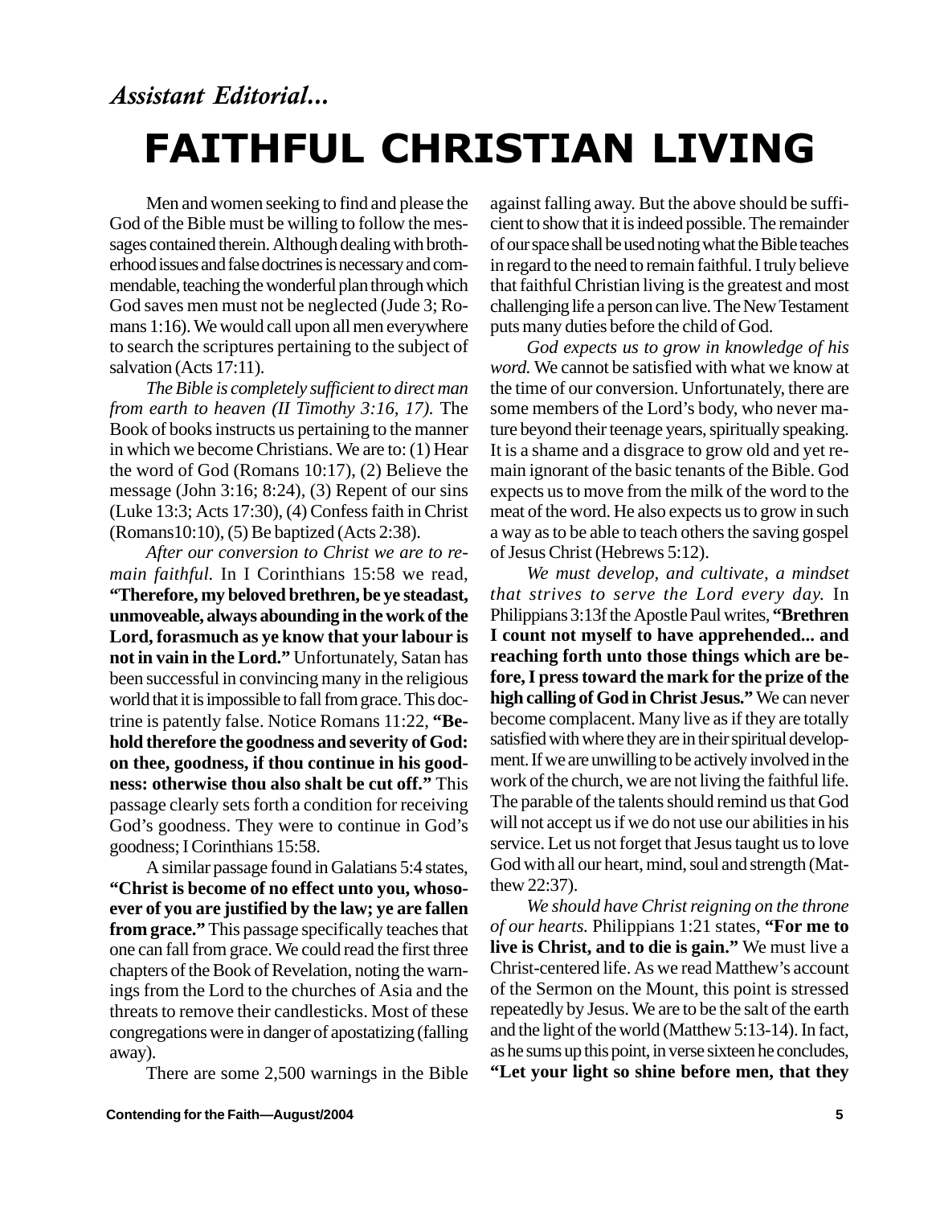*Assistant Editorial...*

# FAITHFUL CHRISTIAN LIVING

Men and women seeking to find and please the God of the Bible must be willing to follow the messages contained therein. Although dealing with brotherhood issues and false doctrines is necessary and commendable, teaching the wonderful plan through which God saves men must not be neglected (Jude 3; Romans 1:16). We would call upon all men everywhere to search the scriptures pertaining to the subject of salvation (Acts 17:11).

*The Bible is completely sufficient to direct man from earth to heaven (II Timothy 3:16, 17).* The Book of books instructs us pertaining to the manner in which we become Christians. We are to: (1) Hear the word of God (Romans 10:17), (2) Believe the message (John 3:16; 8:24), (3) Repent of our sins (Luke 13:3; Acts 17:30), (4) Confess faith in Christ (Romans10:10), (5) Be baptized (Acts 2:38).

*After our conversion to Christ we are to remain faithful.* In I Corinthians 15:58 we read, **"Therefore, my beloved brethren, be ye steadast, unmoveable, always abounding in the work of the Lord, forasmuch as ye know that your labour is not in vain in the Lord."** Unfortunately, Satan has been successful in convincing many in the religious world that it is impossible to fall from grace. This doctrine is patently false. Notice Romans 11:22, **"Behold therefore the goodness and severity of God: on thee, goodness, if thou continue in his goodness: otherwise thou also shalt be cut off."** This passage clearly sets forth a condition for receiving God's goodness. They were to continue in God's goodness; I Corinthians 15:58.

A similar passage found in Galatians 5:4 states, **"Christ is become of no effect unto you, whosoever of you are justified by the law; ye are fallen from grace."** This passage specifically teaches that one can fall from grace. We could read the first three chapters of the Book of Revelation, noting the warnings from the Lord to the churches of Asia and the threats to remove their candlesticks. Most of these congregations were in danger of apostatizing (falling away).

There are some 2,500 warnings in the Bible against falling away. But the above should be sufficient to show that it is indeed possible. The remainder of our space shall be used noting what the Bible teaches in regard to the need to remain faithful. I truly believe that faithful Christian living is the greatest and most challenging life a person can live. The New Testament puts many duties before the child of God.

*God expects us to grow in knowledge of his word.* We cannot be satisfied with what we know at the time of our conversion. Unfortunately, there are some members of the Lord's body, who never mature beyond their teenage years, spiritually speaking. It is a shame and a disgrace to grow old and yet remain ignorant of the basic tenants of the Bible. God expects us to move from the milk of the word to the meat of the word. He also expects us to grow in such a way as to be able to teach others the saving gospel of Jesus Christ (Hebrews 5:12).

*We must develop, and cultivate, a mindset that strives to serve the Lord every day.* In Philippians 3:13f the Apostle Paul writes, **"Brethren I count not myself to have apprehended... and reaching forth unto those things which are before, I press toward the mark for the prize of the high calling of God in Christ Jesus."** We can never become complacent. Many live as if they are totally satisfied with where they are in their spiritual development. If we are unwilling to be actively involved in the work of the church, we are not living the faithful life. The parable of the talents should remind us that God will not accept us if we do not use our abilities in his service. Let us not forget that Jesus taught us to love God with all our heart, mind, soul and strength (Matthew 22:37).

*We should have Christ reigning on the throne of our hearts.* Philippians 1:21 states, **"For me to live is Christ, and to die is gain."** We must live a Christ-centered life. As we read Matthew's account of the Sermon on the Mount, this point is stressed repeatedly by Jesus. We are to be the salt of the earth and the light of the world (Matthew 5:13-14). In fact, as he sums up this point, in verse sixteen he concludes, **"Let your light so shine before men, that they**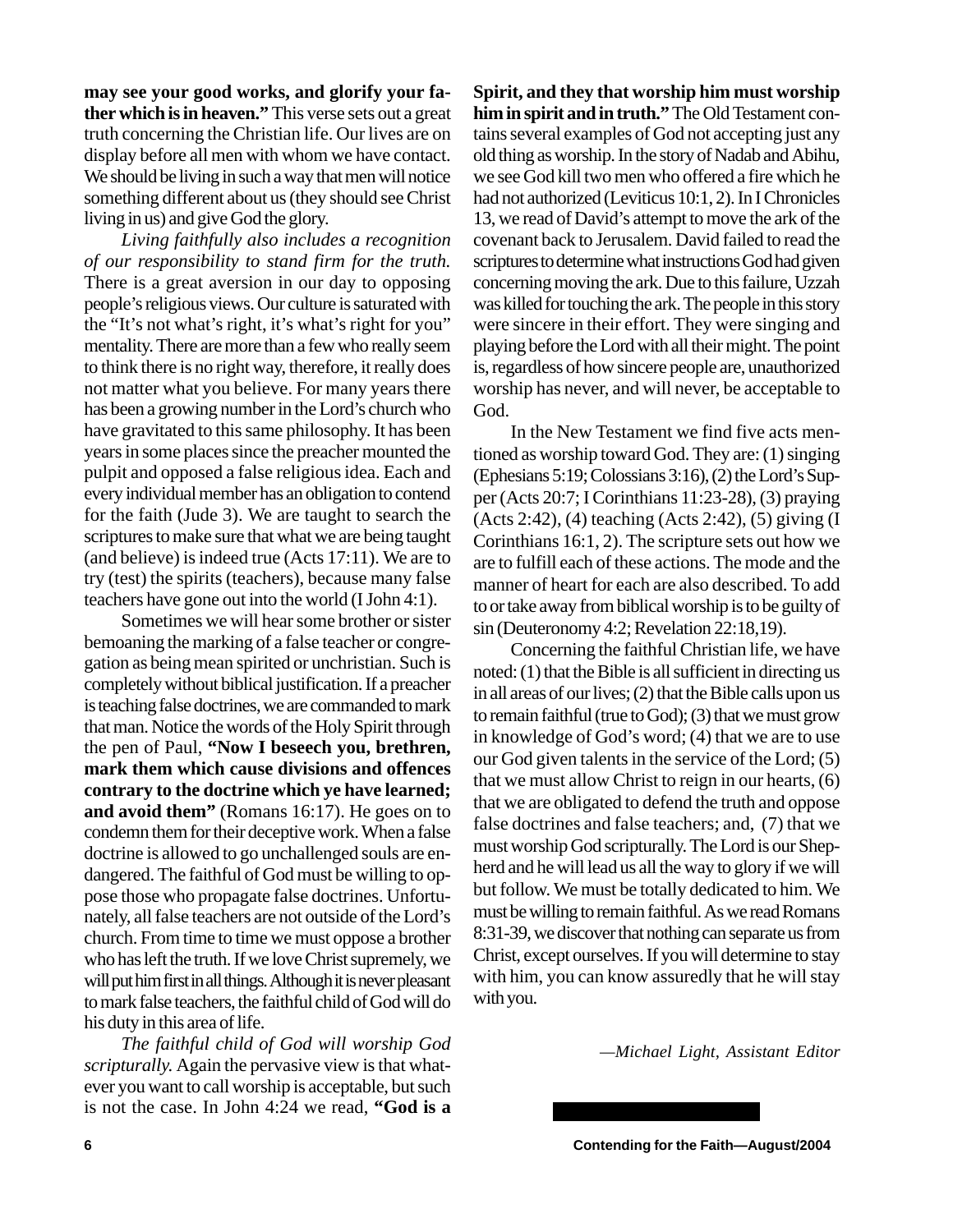**may see your good works, and glorify your father which is in heaven."** This verse sets out a great truth concerning the Christian life. Our lives are on display before all men with whom we have contact. We should be living in such a way that men will notice something different about us (they should see Christ living in us) and give God the glory.

*Living faithfully also includes a recognition of our responsibility to stand firm for the truth.* There is a great aversion in our day to opposing people's religious views. Our culture is saturated with the "It's not what's right, it's what's right for you" mentality. There are more than a few who really seem to think there is no right way, therefore, it really does not matter what you believe. For many years there has been a growing number in the Lord's church who have gravitated to this same philosophy. It has been years in some places since the preacher mounted the pulpit and opposed a false religious idea. Each and every individual member has an obligation to contend for the faith (Jude 3). We are taught to search the scriptures to make sure that what we are being taught (and believe) is indeed true (Acts 17:11). We are to try (test) the spirits (teachers), because many false teachers have gone out into the world (I John 4:1).

Sometimes we will hear some brother or sister bemoaning the marking of a false teacher or congregation as being mean spirited or unchristian. Such is completely without biblical justification. If a preacher is teaching false doctrines, we are commanded to mark that man. Notice the words of the Holy Spirit through the pen of Paul, **"Now I beseech you, brethren, mark them which cause divisions and offences contrary to the doctrine which ye have learned; and avoid them"** (Romans 16:17). He goes on to condemn them for their deceptive work. When a false doctrine is allowed to go unchallenged souls are endangered. The faithful of God must be willing to oppose those who propagate false doctrines. Unfortunately, all false teachers are not outside of the Lord's church. From time to time we must oppose a brother who has left the truth. If we love Christ supremely, we will put him first in all things. Although it is never pleasant to mark false teachers, the faithful child of God will do his duty in this area of life.

*The faithful child of God will worship God scripturally.* Again the pervasive view is that whatever you want to call worship is acceptable, but such is not the case. In John 4:24 we read, **"God is a Spirit, and they that worship him must worship him in spirit and in truth."** The Old Testament contains several examples of God not accepting just any old thing as worship. In the story of Nadab and Abihu, we see God kill two men who offered a fire which he had not authorized (Leviticus 10:1, 2). In I Chronicles 13, we read of David's attempt to move the ark of the covenant back to Jerusalem. David failed to read the scriptures to determine what instructions God had given concerning moving the ark. Due to this failure, Uzzah was killed for touching the ark. The people in this story were sincere in their effort. They were singing and playing before the Lord with all their might. The point is, regardless of how sincere people are, unauthorized worship has never, and will never, be acceptable to God.

In the New Testament we find five acts mentioned as worship toward God. They are: (1) singing (Ephesians 5:19; Colossians 3:16), (2) the Lord's Supper (Acts 20:7; I Corinthians 11:23-28), (3) praying (Acts 2:42), (4) teaching (Acts 2:42), (5) giving (I Corinthians 16:1, 2). The scripture sets out how we are to fulfill each of these actions. The mode and the manner of heart for each are also described. To add to or take away from biblical worship is to be guilty of sin (Deuteronomy 4:2; Revelation 22:18,19).

Concerning the faithful Christian life, we have noted: (1) that the Bible is all sufficient in directing us in all areas of our lives; (2) that the Bible calls upon us to remain faithful (true to God); (3) that we must grow in knowledge of God's word; (4) that we are to use our God given talents in the service of the Lord; (5) that we must allow Christ to reign in our hearts, (6) that we are obligated to defend the truth and oppose false doctrines and false teachers; and, (7) that we must worship God scripturally. The Lord is our Shepherd and he will lead us all the way to glory if we will but follow. We must be totally dedicated to him. We must be willing to remain faithful. As we read Romans 8:31-39, we discover that nothing can separate us from Christ, except ourselves. If you will determine to stay with him, you can know assuredly that he will stay with you.

*—Michael Light, Assistant Editor*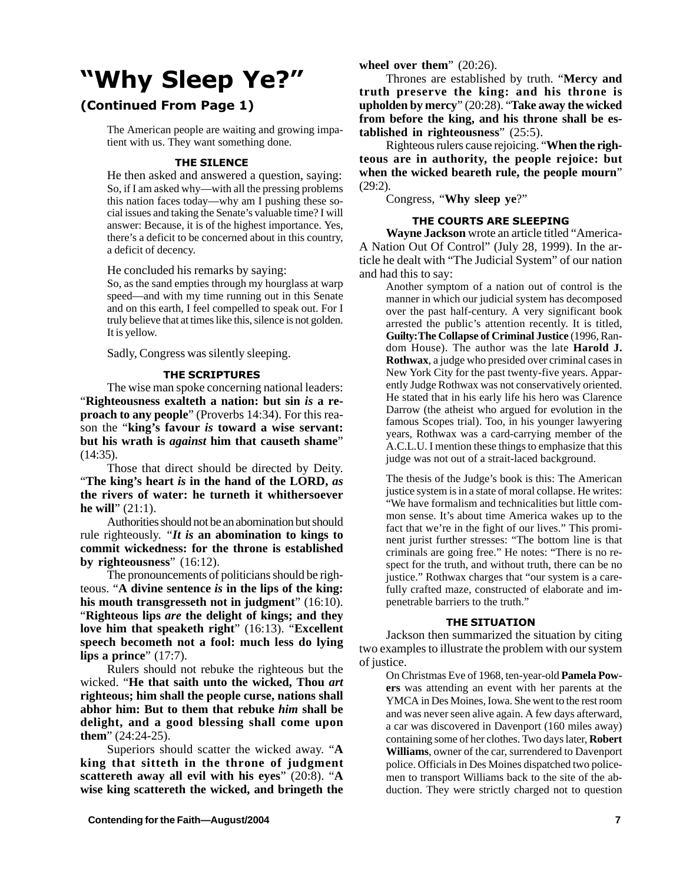# "Why Sleep Ye?"

## (Continued From Page 1)

> The American people are waiting and growing impatient with us. They want something done.

#### THE SILENCE

He then asked and answered a question, saying:

> So, if I am asked why—with all the pressing problems this nation faces today—why am I pushing these social issues and taking the Senate's valuable time? I will answer: Because, it is of the highest importance. Yes, there's a deficit to be concerned about in this country, a deficit of decency.

He concluded his remarks by saying:

> So, as the sand empties through my hourglass at warp speed—and with my time running out in this Senate and on this earth, I feel compelled to speak out. For I truly believe that at times like this, silence is not golden. It is yellow.

Sadly, Congress was silently sleeping.

#### THE SCRIPTURES

The wise man spoke concerning national leaders: "**Righteousness exalteth a nation: but sin *is* a reproach to any people**" (Proverbs 14:34). For this reason the "**king's favour *is* toward a wise servant: but his wrath is *against* him that causeth shame**" (14:35).

Those that direct should be directed by Deity. "**The king's heart *is* in the hand of the LORD, *as* the rivers of water: he turneth it whithersoever he will**" (21:1).

Authorities should not be an abomination but should rule righteously. "***It is* an abomination to kings to commit wickedness: for the throne is established by righteousness**" (16:12).

The pronouncements of politicians should be righteous. "**A divine sentence *is* in the lips of the king: his mouth transgresseth not in judgment**" (16:10). "**Righteous lips *are* the delight of kings; and they love him that speaketh right**" (16:13). "**Excellent speech becometh not a fool: much less do lying lips a prince**" (17:7).

Rulers should not rebuke the righteous but the wicked. "**He that saith unto the wicked, Thou *art* righteous; him shall the people curse, nations shall abhor him: But to them that rebuke *him* shall be delight, and a good blessing shall come upon them**" (24:24-25).

Superiors should scatter the wicked away. "**A king that sitteth in the throne of judgment scattereth away all evil with his eyes**" (20:8). "**A wise king scattereth the wicked, and bringeth the wheel over them**" (20:26).

Thrones are established by truth. "**Mercy and truth preserve the king: and his throne is upholden by mercy**" (20:28). "**Take away the wicked from before the king, and his throne shall be established in righteousness**" (25:5).

Righteous rulers cause rejoicing. "**When the righteous are in authority, the people rejoice: but when the wicked beareth rule, the people mourn**" (29:2).

Congress, "**Why sleep ye**?"

#### THE COURTS ARE SLEEPING

**Wayne Jackson** wrote an article titled "America-A Nation Out Of Control" (July 28, 1999). In the article he dealt with "The Judicial System" of our nation and had this to say:

> Another symptom of a nation out of control is the manner in which our judicial system has decomposed over the past half-century. A very significant book arrested the public's attention recently. It is titled, **Guilty: The Collapse of Criminal Justice** (1996, Random House). The author was the late **Harold J. Rothwax**, a judge who presided over criminal cases in New York City for the past twenty-five years. Apparently Judge Rothwax was not conservatively oriented. He stated that in his early life his hero was Clarence Darrow (the atheist who argued for evolution in the famous Scopes trial). Too, in his younger lawyering years, Rothwax was a card-carrying member of the A.C.L.U. I mention these things to emphasize that this judge was not out of a strait-laced background.
>
> The thesis of the Judge's book is this: The American justice system is in a state of moral collapse. He writes: "We have formalism and technicalities but little common sense. It's about time America wakes up to the fact that we're in the fight of our lives." This prominent jurist further stresses: "The bottom line is that criminals are going free." He notes: "There is no respect for the truth, and without truth, there can be no justice." Rothwax charges that "our system is a carefully crafted maze, constructed of elaborate and impenetrable barriers to the truth."

#### THE SITUATION

Jackson then summarized the situation by citing two examples to illustrate the problem with our system of justice.

> On Christmas Eve of 1968, ten-year-old **Pamela Powers** was attending an event with her parents at the YMCA in Des Moines, Iowa. She went to the rest room and was never seen alive again. A few days afterward, a car was discovered in Davenport (160 miles away) containing some of her clothes. Two days later, **Robert Williams**, owner of the car, surrendered to Davenport police. Officials in Des Moines dispatched two policemen to transport Williams back to the site of the abduction. They were strictly charged not to question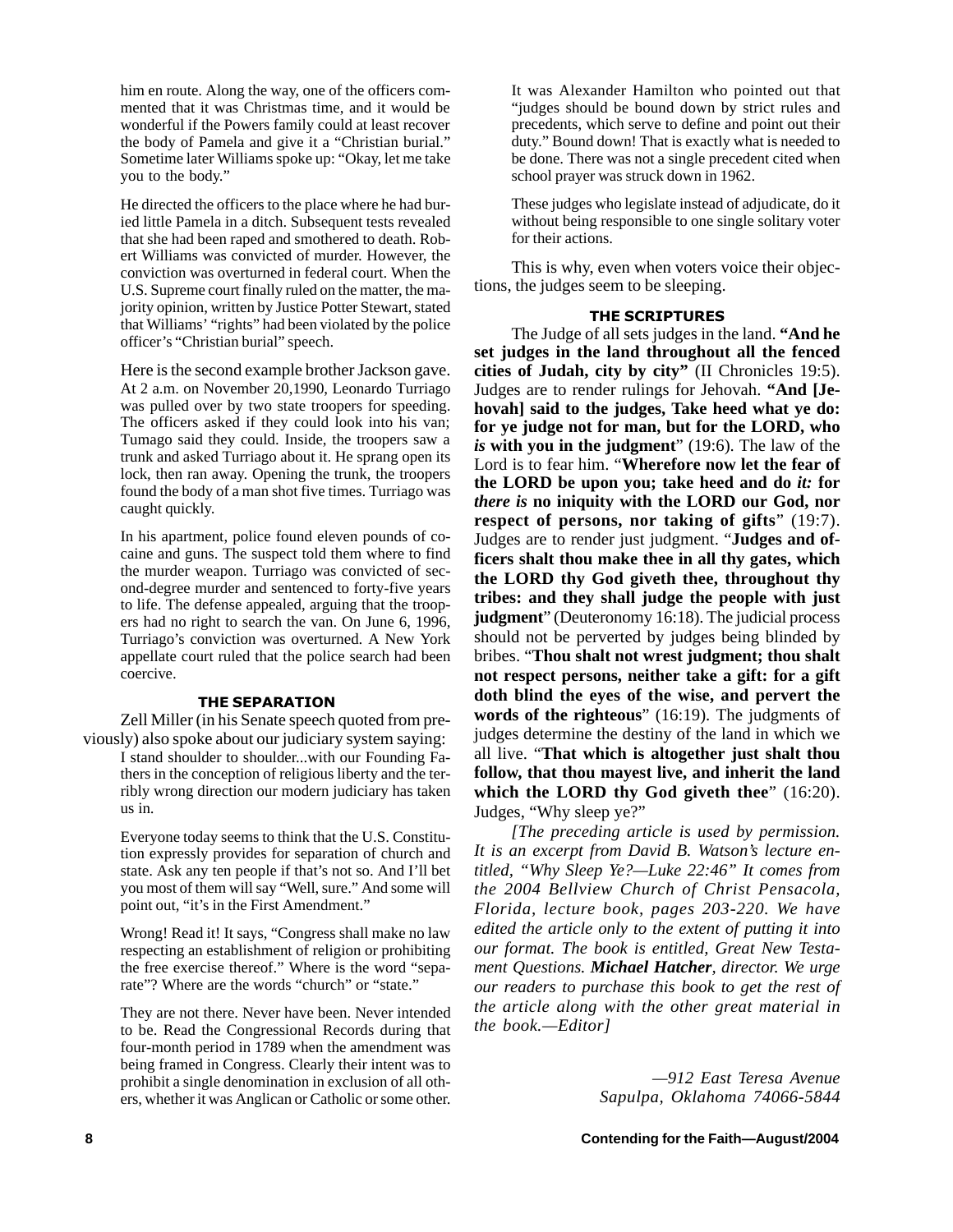him en route. Along the way, one of the officers commented that it was Christmas time, and it would be wonderful if the Powers family could at least recover the body of Pamela and give it a "Christian burial." Sometime later Williams spoke up: "Okay, let me take you to the body."

He directed the officers to the place where he had buried little Pamela in a ditch. Subsequent tests revealed that she had been raped and smothered to death. Robert Williams was convicted of murder. However, the conviction was overturned in federal court. When the U.S. Supreme court finally ruled on the matter, the majority opinion, written by Justice Potter Stewart, stated that Williams' "rights" had been violated by the police officer's "Christian burial" speech.

Here is the second example brother Jackson gave. At 2 a.m. on November 20,1990, Leonardo Turriago was pulled over by two state troopers for speeding. The officers asked if they could look into his van; Tumago said they could. Inside, the troopers saw a trunk and asked Turriago about it. He sprang open its lock, then ran away. Opening the trunk, the troopers found the body of a man shot five times. Turriago was caught quickly.

In his apartment, police found eleven pounds of cocaine and guns. The suspect told them where to find the murder weapon. Turriago was convicted of second-degree murder and sentenced to forty-five years to life. The defense appealed, arguing that the troopers had no right to search the van. On June 6, 1996, Turriago's conviction was overturned. A New York appellate court ruled that the police search had been coercive.

### THE SEPARATION

Zell Miller (in his Senate speech quoted from previously) also spoke about our judiciary system saying:

> I stand shoulder to shoulder...with our Founding Fathers in the conception of religious liberty and the terribly wrong direction our modern judiciary has taken us in.
>
> Everyone today seems to think that the U.S. Constitution expressly provides for separation of church and state. Ask any ten people if that's not so. And I'll bet you most of them will say "Well, sure." And some will point out, "it's in the First Amendment."
>
> Wrong! Read it! It says, "Congress shall make no law respecting an establishment of religion or prohibiting the free exercise thereof." Where is the word "separate"? Where are the words "church" or "state."
>
> They are not there. Never have been. Never intended to be. Read the Congressional Records during that four-month period in 1789 when the amendment was being framed in Congress. Clearly their intent was to prohibit a single denomination in exclusion of all others, whether it was Anglican or Catholic or some other.
>
> It was Alexander Hamilton who pointed out that "judges should be bound down by strict rules and precedents, which serve to define and point out their duty." Bound down! That is exactly what is needed to be done. There was not a single precedent cited when school prayer was struck down in 1962.
>
> These judges who legislate instead of adjudicate, do it without being responsible to one single solitary voter for their actions.

This is why, even when voters voice their objections, the judges seem to be sleeping.

### THE SCRIPTURES

The Judge of all sets judges in the land. **"And he set judges in the land throughout all the fenced cities of Judah, city by city"** (II Chronicles 19:5). Judges are to render rulings for Jehovah. **"And [Jehovah] said to the judges, Take heed what ye do: for ye judge not for man, but for the LORD, who *is* with you in the judgment"** (19:6). The law of the Lord is to fear him. "**Wherefore now let the fear of the LORD be upon you; take heed and do *it:* for *there is* no iniquity with the LORD our God, nor respect of persons, nor taking of gifts**" (19:7). Judges are to render just judgment. "**Judges and officers shalt thou make thee in all thy gates, which the LORD thy God giveth thee, throughout thy tribes: and they shall judge the people with just judgment**" (Deuteronomy 16:18). The judicial process should not be perverted by judges being blinded by bribes. "**Thou shalt not wrest judgment; thou shalt not respect persons, neither take a gift: for a gift doth blind the eyes of the wise, and pervert the words of the righteous**" (16:19). The judgments of judges determine the destiny of the land in which we all live. "**That which is altogether just shalt thou follow, that thou mayest live, and inherit the land which the LORD thy God giveth thee**" (16:20). Judges, "Why sleep ye?"

*[The preceding article is used by permission. It is an excerpt from David B. Watson's lecture entitled, "Why Sleep Ye?—Luke 22:46" It comes from the 2004 Bellview Church of Christ Pensacola, Florida, lecture book, pages 203-220. We have edited the article only to the extent of putting it into our format. The book is entitled, Great New Testament Questions. **Michael Hatcher**, director. We urge our readers to purchase this book to get the rest of the article along with the other great material in the book.—Editor]*

*—912 East Teresa Avenue*
*Sapulpa, Oklahoma 74066-5844*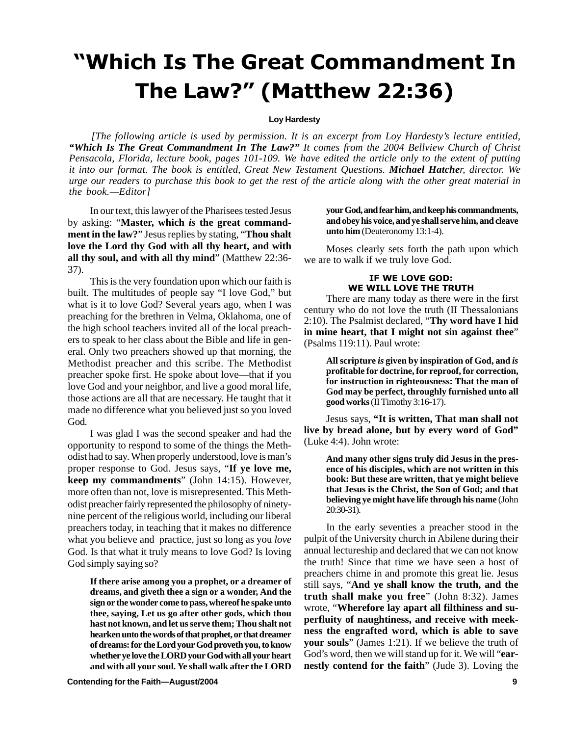# "Which Is The Great Commandment In The Law?" (Matthew 22:36)

**Loy Hardesty**

*[The following article is used by permission. It is an excerpt from Loy Hardesty's lecture entitled,* ***"Which Is The Great Commandment In The Law?"*** *It comes from the 2004 Bellview Church of Christ Pensacola, Florida, lecture book, pages 101-109. We have edited the article only to the extent of putting it into our format. The book is entitled, Great New Testament Questions.* ***Michael Hatcher****, director. We urge our readers to purchase this book to get the rest of the article along with the other great material in the book.—Editor]*

In our text, this lawyer of the Pharisees tested Jesus by asking: "**Master, which *is* the great commandment in the law?**" Jesus replies by stating, "**Thou shalt love the Lord thy God with all thy heart, and with all thy soul, and with all thy mind**" (Matthew 22:36-37).

This is the very foundation upon which our faith is built. The multitudes of people say "I love God," but what is it to love God? Several years ago, when I was preaching for the brethren in Velma, Oklahoma, one of the high school teachers invited all of the local preachers to speak to her class about the Bible and life in general. Only two preachers showed up that morning, the Methodist preacher and this scribe. The Methodist preacher spoke first. He spoke about love—that if you love God and your neighbor, and live a good moral life, those actions are all that are necessary. He taught that it made no difference what you believed just so you loved God.

I was glad I was the second speaker and had the opportunity to respond to some of the things the Methodist had to say. When properly understood, love is man's proper response to God. Jesus says, "**If ye love me, keep my commandments**" (John 14:15). However, more often than not, love is misrepresented. This Methodist preacher fairly represented the philosophy of ninety-nine percent of the religious world, including our liberal preachers today, in teaching that it makes no difference what you believe and practice, just so long as you *love* God. Is that what it truly means to love God? Is loving God simply saying so?

> **If there arise among you a prophet, or a dreamer of dreams, and giveth thee a sign or a wonder, And the sign or the wonder come to pass, whereof he spake unto thee, saying, Let us go after other gods, which thou hast not known, and let us serve them; Thou shalt not hearken unto the words of that prophet, or that dreamer of dreams: for the Lord your God proveth you, to know whether ye love the LORD your God with all your heart and with all your soul. Ye shall walk after the LORD your God, and fear him, and keep his commandments, and obey his voice, and ye shall serve him, and cleave unto him** (Deuteronomy 13:1-4).

Moses clearly sets forth the path upon which we are to walk if we truly love God.

### IF WE LOVE GOD: WE WILL LOVE THE TRUTH

There are many today as there were in the first century who do not love the truth (II Thessalonians 2:10). The Psalmist declared, "**Thy word have I hid in mine heart, that I might not sin against thee**" (Psalms 119:11). Paul wrote:

> **All scripture *is* given by inspiration of God, and *is* profitable for doctrine, for reproof, for correction, for instruction in righteousness: That the man of God may be perfect, throughly furnished unto all good works** (II Timothy 3:16-17).

Jesus says, **"It is written, That man shall not live by bread alone, but by every word of God"** (Luke 4:4). John wrote:

> **And many other signs truly did Jesus in the presence of his disciples, which are not written in this book: But these are written, that ye might believe that Jesus is the Christ, the Son of God; and that believing ye might have life through his name** (John 20:30-31).

In the early seventies a preacher stood in the pulpit of the University church in Abilene during their annual lectureship and declared that we can not know the truth! Since that time we have seen a host of preachers chime in and promote this great lie. Jesus still says, "**And ye shall know the truth, and the truth shall make you free**" (John 8:32). James wrote, "**Wherefore lay apart all filthiness and superfluity of naughtiness, and receive with meekness the engrafted word, which is able to save your souls**" (James 1:21). If we believe the truth of God's word, then we will stand up for it. We will "**earnestly contend for the faith**" (Jude 3). Loving the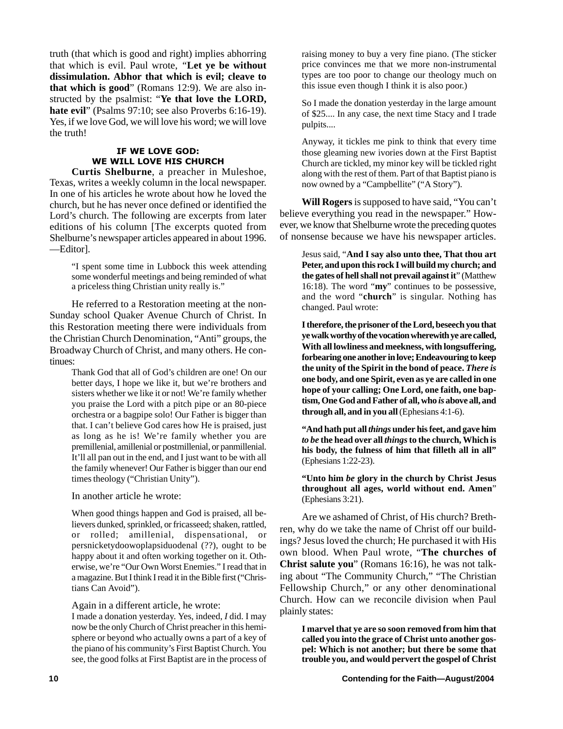truth (that which is good and right) implies abhorring that which is evil. Paul wrote, "**Let ye be without dissimulation. Abhor that which is evil; cleave to that which is good**" (Romans 12:9). We are also instructed by the psalmist: "**Ye that love the LORD, hate evil**" (Psalms 97:10; see also Proverbs 6:16-19). Yes, if we love God, we will love his word; we will love the truth!

### IF WE LOVE GOD: WE WILL LOVE HIS CHURCH

**Curtis Shelburne**, a preacher in Muleshoe, Texas, writes a weekly column in the local newspaper. In one of his articles he wrote about how he loved the church, but he has never once defined or identified the Lord's church. The following are excerpts from later editions of his column [The excerpts quoted from Shelburne's newspaper articles appeared in about 1996. —Editor].

> "I spent some time in Lubbock this week attending some wonderful meetings and being reminded of what a priceless thing Christian unity really is."

He referred to a Restoration meeting at the non-Sunday school Quaker Avenue Church of Christ. In this Restoration meeting there were individuals from the Christian Church Denomination, "Anti" groups, the Broadway Church of Christ, and many others. He continues:

> Thank God that all of God's children are one! On our better days, I hope we like it, but we're brothers and sisters whether we like it or not! We're family whether you praise the Lord with a pitch pipe or an 80-piece orchestra or a bagpipe solo! Our Father is bigger than that. I can't believe God cares how He is praised, just as long as he is! We're family whether you are premillenial, amillenial or postmillenial, or panmillenial. It'll all pan out in the end, and I just want to be with all the family whenever! Our Father is bigger than our end times theology ("Christian Unity").

In another article he wrote:

> When good things happen and God is praised, all believers dunked, sprinkled, or fricasseed; shaken, rattled, or rolled; amillenial, dispensational, or persnicketydoowoplapsiduodenal (??), ought to be happy about it and often working together on it. Otherwise, we're "Our Own Worst Enemies." I read that in a magazine. But I think I read it in the Bible first ("Christians Can Avoid").

Again in a different article, he wrote:

> I made a donation yesterday. Yes, indeed, *I* did. I may now be the only Church of Christ preacher in this hemisphere or beyond who actually owns a part of a key of the piano of his community's First Baptist Church. You see, the good folks at First Baptist are in the process of raising money to buy a very fine piano. (The sticker price convinces me that we more non-instrumental types are too poor to change our theology much on this issue even though I think it is also poor.)
>
> So I made the donation yesterday in the large amount of $25.... In any case, the next time Stacy and I trade pulpits....
>
> Anyway, it tickles me pink to think that every time those gleaming new ivories down at the First Baptist Church are tickled, my minor key will be tickled right along with the rest of them. Part of that Baptist piano is now owned by a "Campbellite" ("A Story").

**Will Rogers** is supposed to have said, "You can't believe everything you read in the newspaper." However, we know that Shelburne wrote the preceding quotes of nonsense because we have his newspaper articles.

> Jesus said, "**And I say also unto thee, That thou art Peter, and upon this rock I will build my church; and the gates of hell shall not prevail against it**" (Matthew 16:18). The word "**my**" continues to be possessive, and the word "**church**" is singular. Nothing has changed. Paul wrote:
>
> **I therefore, the prisoner of the Lord, beseech you that ye walk worthy of the vocation wherewith ye are called, With all lowliness and meekness, with longsuffering, forbearing one another in love; Endeavouring to keep the unity of the Spirit in the bond of peace. *There is* one body, and one Spirit, even as ye are called in one hope of your calling; One Lord, one faith, one baptism, One God and Father of all, who *is* above all, and through all, and in you all** (Ephesians 4:1-6).
>
> **"And hath put all *things* under his feet, and gave him *to be* the head over all *things* to the church, Which is his body, the fulness of him that filleth all in all"** (Ephesians 1:22-23).
>
> **"Unto him *be* glory in the church by Christ Jesus throughout all ages, world without end. Amen**" (Ephesians 3:21).

Are we ashamed of Christ, of His church? Brethren, why do we take the name of Christ off our buildings? Jesus loved the church; He purchased it with His own blood. When Paul wrote, "**The churches of Christ salute you**" (Romans 16:16), he was not talking about "The Community Church," "The Christian Fellowship Church," or any other denominational Church. How can we reconcile division when Paul plainly states:

> **I marvel that ye are so soon removed from him that called you into the grace of Christ unto another gospel: Which is not another; but there be some that trouble you, and would pervert the gospel of Christ**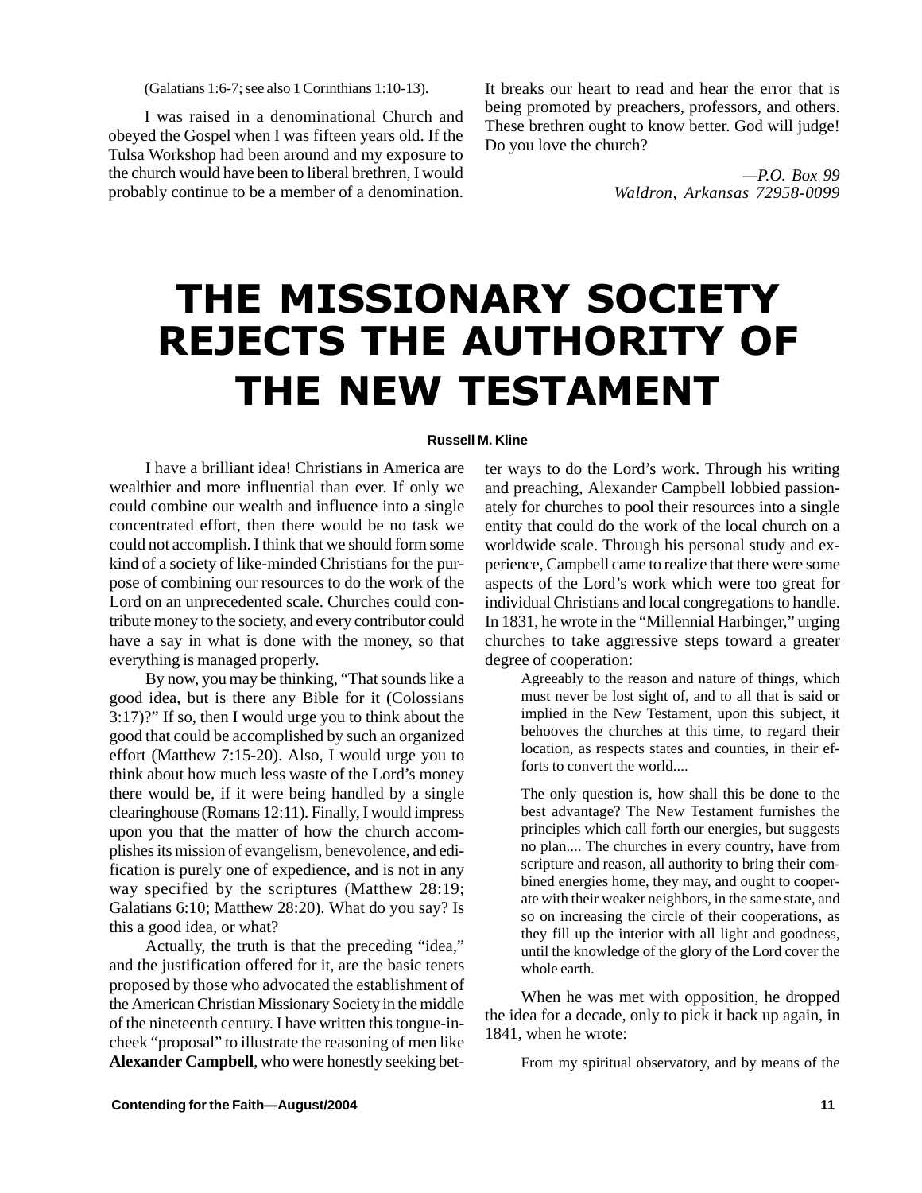(Galatians 1:6-7; see also 1 Corinthians 1:10-13).

I was raised in a denominational Church and obeyed the Gospel when I was fifteen years old. If the Tulsa Workshop had been around and my exposure to the church would have been to liberal brethren, I would probably continue to be a member of a denomination. It breaks our heart to read and hear the error that is being promoted by preachers, professors, and others. These brethren ought to know better. God will judge! Do you love the church?

*—P.O. Box 99*
*Waldron, Arkansas 72958-0099*

# THE MISSIONARY SOCIETY REJECTS THE AUTHORITY OF THE NEW TESTAMENT

**Russell M. Kline**

I have a brilliant idea! Christians in America are wealthier and more influential than ever. If only we could combine our wealth and influence into a single concentrated effort, then there would be no task we could not accomplish. I think that we should form some kind of a society of like-minded Christians for the purpose of combining our resources to do the work of the Lord on an unprecedented scale. Churches could contribute money to the society, and every contributor could have a say in what is done with the money, so that everything is managed properly.

By now, you may be thinking, "That sounds like a good idea, but is there any Bible for it (Colossians 3:17)?" If so, then I would urge you to think about the good that could be accomplished by such an organized effort (Matthew 7:15-20). Also, I would urge you to think about how much less waste of the Lord's money there would be, if it were being handled by a single clearinghouse (Romans 12:11). Finally, I would impress upon you that the matter of how the church accomplishes its mission of evangelism, benevolence, and edification is purely one of expedience, and is not in any way specified by the scriptures (Matthew 28:19; Galatians 6:10; Matthew 28:20). What do you say? Is this a good idea, or what?

Actually, the truth is that the preceding "idea," and the justification offered for it, are the basic tenets proposed by those who advocated the establishment of the American Christian Missionary Society in the middle of the nineteenth century. I have written this tongue-in-cheek "proposal" to illustrate the reasoning of men like **Alexander Campbell**, who were honestly seeking better ways to do the Lord's work. Through his writing and preaching, Alexander Campbell lobbied passionately for churches to pool their resources into a single entity that could do the work of the local church on a worldwide scale. Through his personal study and experience, Campbell came to realize that there were some aspects of the Lord's work which were too great for individual Christians and local congregations to handle. In 1831, he wrote in the "Millennial Harbinger," urging churches to take aggressive steps toward a greater degree of cooperation:

> Agreeably to the reason and nature of things, which must never be lost sight of, and to all that is said or implied in the New Testament, upon this subject, it behooves the churches at this time, to regard their location, as respects states and counties, in their efforts to convert the world....
>
> The only question is, how shall this be done to the best advantage? The New Testament furnishes the principles which call forth our energies, but suggests no plan.... The churches in every country, have from scripture and reason, all authority to bring their combined energies home, they may, and ought to cooperate with their weaker neighbors, in the same state, and so on increasing the circle of their cooperations, as they fill up the interior with all light and goodness, until the knowledge of the glory of the Lord cover the whole earth.

When he was met with opposition, he dropped the idea for a decade, only to pick it back up again, in 1841, when he wrote:

> From my spiritual observatory, and by means of the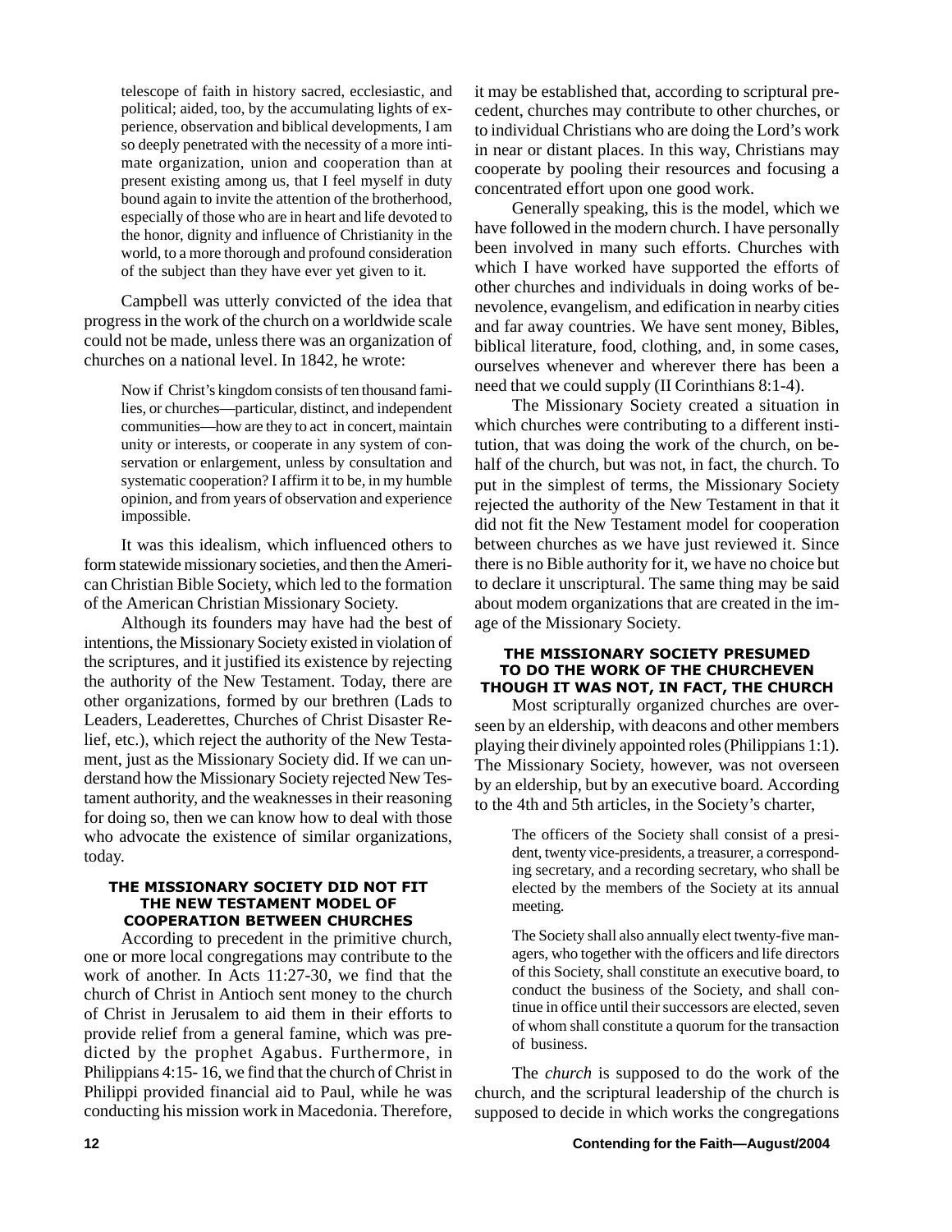> telescope of faith in history sacred, ecclesiastic, and political; aided, too, by the accumulating lights of experience, observation and biblical developments, I am so deeply penetrated with the necessity of a more intimate organization, union and cooperation than at present existing among us, that I feel myself in duty bound again to invite the attention of the brotherhood, especially of those who are in heart and life devoted to the honor, dignity and influence of Christianity in the world, to a more thorough and profound consideration of the subject than they have ever yet given to it.

Campbell was utterly convicted of the idea that progress in the work of the church on a worldwide scale could not be made, unless there was an organization of churches on a national level. In 1842, he wrote:

> Now if Christ's kingdom consists of ten thousand families, or churches—particular, distinct, and independent communities—how are they to act in concert, maintain unity or interests, or cooperate in any system of conservation or enlargement, unless by consultation and systematic cooperation? I affirm it to be, in my humble opinion, and from years of observation and experience impossible.

It was this idealism, which influenced others to form statewide missionary societies, and then the American Christian Bible Society, which led to the formation of the American Christian Missionary Society.

Although its founders may have had the best of intentions, the Missionary Society existed in violation of the scriptures, and it justified its existence by rejecting the authority of the New Testament. Today, there are other organizations, formed by our brethren (Lads to Leaders, Leaderettes, Churches of Christ Disaster Relief, etc.), which reject the authority of the New Testament, just as the Missionary Society did. If we can understand how the Missionary Society rejected New Testament authority, and the weaknesses in their reasoning for doing so, then we can know how to deal with those who advocate the existence of similar organizations, today.

## THE MISSIONARY SOCIETY DID NOT FIT THE NEW TESTAMENT MODEL OF COOPERATION BETWEEN CHURCHES

According to precedent in the primitive church, one or more local congregations may contribute to the work of another. In Acts 11:27-30, we find that the church of Christ in Antioch sent money to the church of Christ in Jerusalem to aid them in their efforts to provide relief from a general famine, which was predicted by the prophet Agabus. Furthermore, in Philippians 4:15- 16, we find that the church of Christ in Philippi provided financial aid to Paul, while he was conducting his mission work in Macedonia. Therefore, it may be established that, according to scriptural precedent, churches may contribute to other churches, or to individual Christians who are doing the Lord's work in near or distant places. In this way, Christians may cooperate by pooling their resources and focusing a concentrated effort upon one good work.

Generally speaking, this is the model, which we have followed in the modern church. I have personally been involved in many such efforts. Churches with which I have worked have supported the efforts of other churches and individuals in doing works of benevolence, evangelism, and edification in nearby cities and far away countries. We have sent money, Bibles, biblical literature, food, clothing, and, in some cases, ourselves whenever and wherever there has been a need that we could supply (II Corinthians 8:1-4).

The Missionary Society created a situation in which churches were contributing to a different institution, that was doing the work of the church, on behalf of the church, but was not, in fact, the church. To put in the simplest of terms, the Missionary Society rejected the authority of the New Testament in that it did not fit the New Testament model for cooperation between churches as we have just reviewed it. Since there is no Bible authority for it, we have no choice but to declare it unscriptural. The same thing may be said about modem organizations that are created in the image of the Missionary Society.

## THE MISSIONARY SOCIETY PRESUMED TO DO THE WORK OF THE CHURCHEVEN THOUGH IT WAS NOT, IN FACT, THE CHURCH

Most scripturally organized churches are overseen by an eldership, with deacons and other members playing their divinely appointed roles (Philippians 1:1). The Missionary Society, however, was not overseen by an eldership, but by an executive board. According to the 4th and 5th articles, in the Society's charter,

> The officers of the Society shall consist of a president, twenty vice-presidents, a treasurer, a corresponding secretary, and a recording secretary, who shall be elected by the members of the Society at its annual meeting.
>
> The Society shall also annually elect twenty-five managers, who together with the officers and life directors of this Society, shall constitute an executive board, to conduct the business of the Society, and shall continue in office until their successors are elected, seven of whom shall constitute a quorum for the transaction of business.

The *church* is supposed to do the work of the church, and the scriptural leadership of the church is supposed to decide in which works the congregations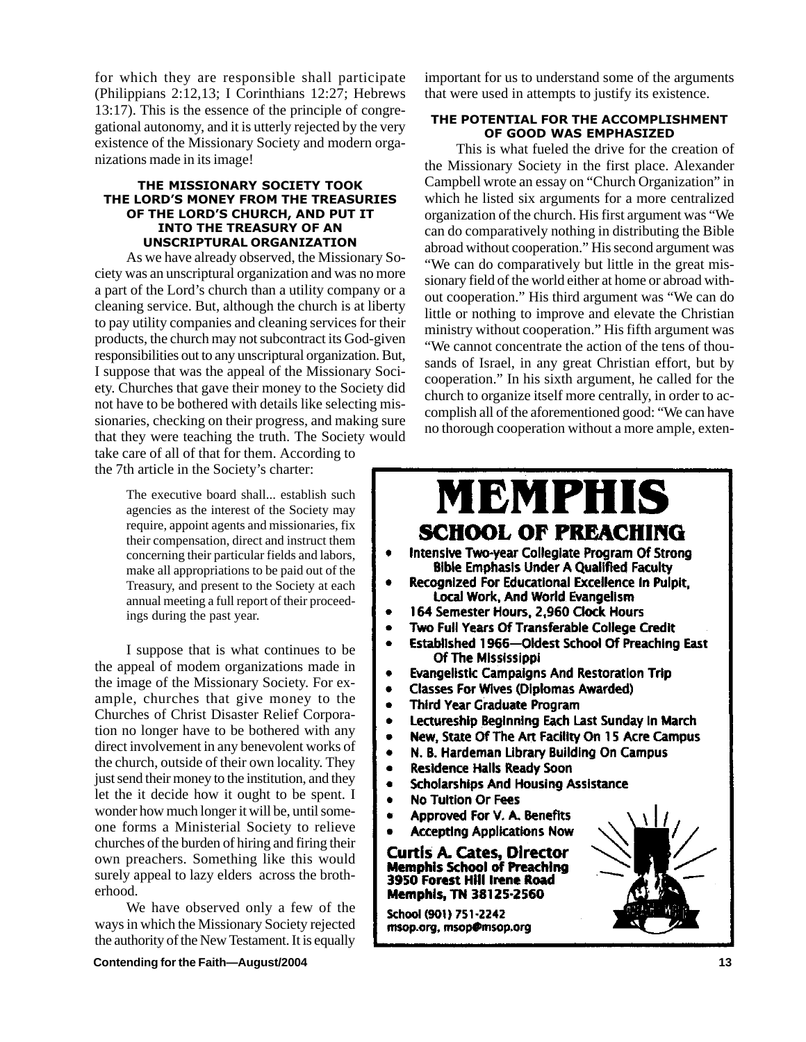for which they are responsible shall participate (Philippians 2:12,13; I Corinthians 12:27; Hebrews 13:17). This is the essence of the principle of congregational autonomy, and it is utterly rejected by the very existence of the Missionary Society and modern organizations made in its image!

#### THE MISSIONARY SOCIETY TOOK THE LORD'S MONEY FROM THE TREASURIES OF THE LORD'S CHURCH, AND PUT IT INTO THE TREASURY OF AN UNSCRIPTURAL ORGANIZATION

As we have already observed, the Missionary Society was an unscriptural organization and was no more a part of the Lord's church than a utility company or a cleaning service. But, although the church is at liberty to pay utility companies and cleaning services for their products, the church may not subcontract its God-given responsibilities out to any unscriptural organization. But, I suppose that was the appeal of the Missionary Society. Churches that gave their money to the Society did not have to be bothered with details like selecting missionaries, checking on their progress, and making sure that they were teaching the truth. The Society would take care of all of that for them. According to the 7th article in the Society's charter:

> The executive board shall... establish such agencies as the interest of the Society may require, appoint agents and missionaries, fix their compensation, direct and instruct them concerning their particular fields and labors, make all appropriations to be paid out of the Treasury, and present to the Society at each annual meeting a full report of their proceedings during the past year.

I suppose that is what continues to be the appeal of modem organizations made in the image of the Missionary Society. For example, churches that give money to the Churches of Christ Disaster Relief Corporation no longer have to be bothered with any direct involvement in any benevolent works of the church, outside of their own locality. They just send their money to the institution, and they let the it decide how it ought to be spent. I wonder how much longer it will be, until someone forms a Ministerial Society to relieve churches of the burden of hiring and firing their own preachers. Something like this would surely appeal to lazy elders across the brotherhood.

We have observed only a few of the ways in which the Missionary Society rejected the authority of the New Testament. It is equally important for us to understand some of the arguments that were used in attempts to justify its existence.

#### THE POTENTIAL FOR THE ACCOMPLISHMENT OF GOOD WAS EMPHASIZED

This is what fueled the drive for the creation of the Missionary Society in the first place. Alexander Campbell wrote an essay on "Church Organization" in which he listed six arguments for a more centralized organization of the church. His first argument was "We can do comparatively nothing in distributing the Bible abroad without cooperation." His second argument was "We can do comparatively but little in the great missionary field of the world either at home or abroad without cooperation." His third argument was "We can do little or nothing to improve and elevate the Christian ministry without cooperation." His fifth argument was "We cannot concentrate the action of the tens of thousands of Israel, in any great Christian effort, but by cooperation." In his sixth argument, he called for the church to organize itself more centrally, in order to accomplish all of the aforementioned good: "We can have no thorough cooperation without a more ample, exten-

# MEMPHIS
## SCHOOL OF PREACHING

- Intensive Two-year Collegiate Program Of Strong Bible Emphasis Under A Qualified Faculty
- Recognized For Educational Excellence In Pulpit, Local Work, And World Evangelism
- 164 Semester Hours, 2,960 Clock Hours
- Two Full Years Of Transferable College Credit
- Established 1966—Oldest School Of Preaching East Of The Mississippi
- Evangelistic Campaigns And Restoration Trip
- Classes For Wives (Diplomas Awarded)
- Third Year Graduate Program
- Lectureship Beginning Each Last Sunday In March
- New, State Of The Art Facility On 15 Acre Campus
- N. B. Hardeman Library Building On Campus
- Residence Halls Ready Soon
- Scholarships And Housing Assistance
- No Tuition Or Fees
- Approved For V. A. Benefits
- Accepting Applications Now

**Curtis A. Cates, Director**
**Memphis School of Preaching**
**3950 Forest Hill Irene Road**
**Memphis, TN 38125-2560**

School (901) 751-2242
msop.org, msop@msop.org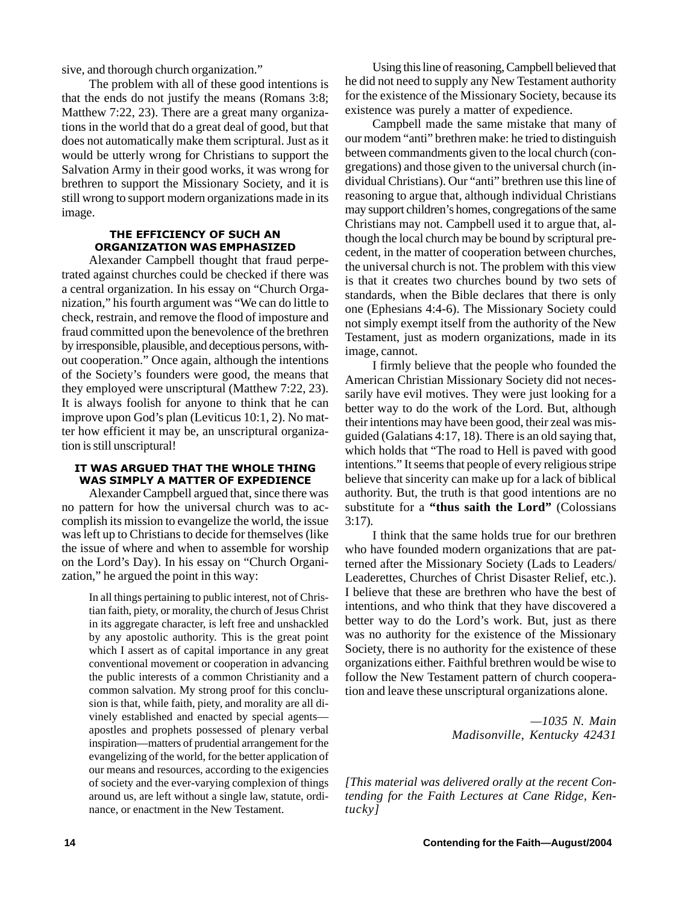sive, and thorough church organization."

The problem with all of these good intentions is that the ends do not justify the means (Romans 3:8; Matthew 7:22, 23). There are a great many organizations in the world that do a great deal of good, but that does not automatically make them scriptural. Just as it would be utterly wrong for Christians to support the Salvation Army in their good works, it was wrong for brethren to support the Missionary Society, and it is still wrong to support modern organizations made in its image.

### THE EFFICIENCY OF SUCH AN ORGANIZATION WAS EMPHASIZED

Alexander Campbell thought that fraud perpetrated against churches could be checked if there was a central organization. In his essay on "Church Organization," his fourth argument was "We can do little to check, restrain, and remove the flood of imposture and fraud committed upon the benevolence of the brethren by irresponsible, plausible, and deceptious persons, without cooperation." Once again, although the intentions of the Society's founders were good, the means that they employed were unscriptural (Matthew 7:22, 23). It is always foolish for anyone to think that he can improve upon God's plan (Leviticus 10:1, 2). No matter how efficient it may be, an unscriptural organization is still unscriptural!

### IT WAS ARGUED THAT THE WHOLE THING WAS SIMPLY A MATTER OF EXPEDIENCE

Alexander Campbell argued that, since there was no pattern for how the universal church was to accomplish its mission to evangelize the world, the issue was left up to Christians to decide for themselves (like the issue of where and when to assemble for worship on the Lord's Day). In his essay on "Church Organization," he argued the point in this way:

> In all things pertaining to public interest, not of Christian faith, piety, or morality, the church of Jesus Christ in its aggregate character, is left free and unshackled by any apostolic authority. This is the great point which I assert as of capital importance in any great conventional movement or cooperation in advancing the public interests of a common Christianity and a common salvation. My strong proof for this conclusion is that, while faith, piety, and morality are all divinely established and enacted by special agents—apostles and prophets possessed of plenary verbal inspiration—matters of prudential arrangement for the evangelizing of the world, for the better application of our means and resources, according to the exigencies of society and the ever-varying complexion of things around us, are left without a single law, statute, ordinance, or enactment in the New Testament.

Using this line of reasoning, Campbell believed that he did not need to supply any New Testament authority for the existence of the Missionary Society, because its existence was purely a matter of expedience.

Campbell made the same mistake that many of our modem "anti" brethren make: he tried to distinguish between commandments given to the local church (congregations) and those given to the universal church (individual Christians). Our "anti" brethren use this line of reasoning to argue that, although individual Christians may support children's homes, congregations of the same Christians may not. Campbell used it to argue that, although the local church may be bound by scriptural precedent, in the matter of cooperation between churches, the universal church is not. The problem with this view is that it creates two churches bound by two sets of standards, when the Bible declares that there is only one (Ephesians 4:4-6). The Missionary Society could not simply exempt itself from the authority of the New Testament, just as modern organizations, made in its image, cannot.

I firmly believe that the people who founded the American Christian Missionary Society did not necessarily have evil motives. They were just looking for a better way to do the work of the Lord. But, although their intentions may have been good, their zeal was misguided (Galatians 4:17, 18). There is an old saying that, which holds that "The road to Hell is paved with good intentions." It seems that people of every religious stripe believe that sincerity can make up for a lack of biblical authority. But, the truth is that good intentions are no substitute for a **"thus saith the Lord"** (Colossians 3:17).

I think that the same holds true for our brethren who have founded modern organizations that are patterned after the Missionary Society (Lads to Leaders/ Leaderettes, Churches of Christ Disaster Relief, etc.). I believe that these are brethren who have the best of intentions, and who think that they have discovered a better way to do the Lord's work. But, just as there was no authority for the existence of the Missionary Society, there is no authority for the existence of these organizations either. Faithful brethren would be wise to follow the New Testament pattern of church cooperation and leave these unscriptural organizations alone.

*—1035 N. Main*
*Madisonville, Kentucky 42431*

*[This material was delivered orally at the recent Contending for the Faith Lectures at Cane Ridge, Kentucky]*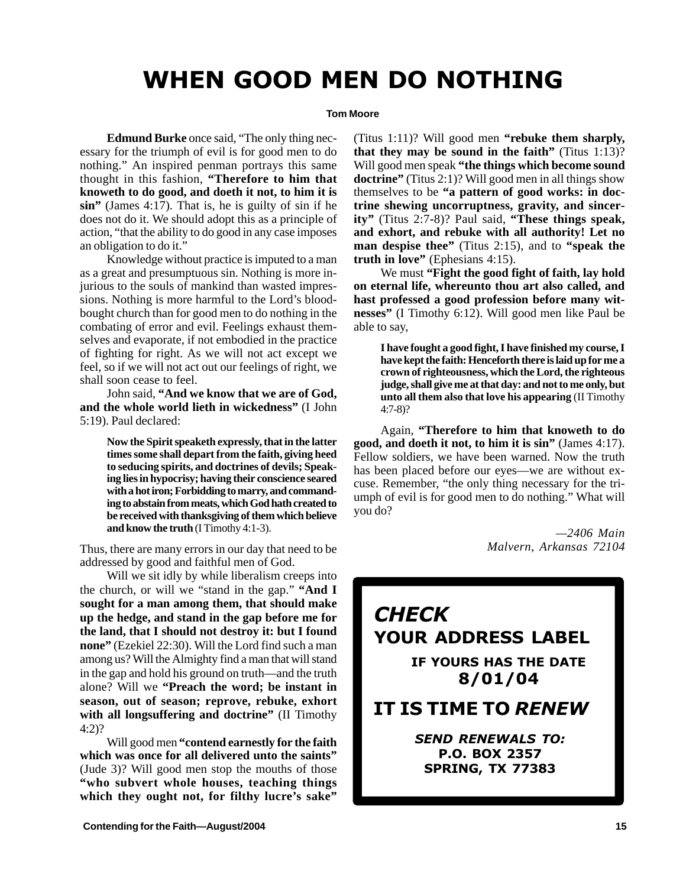# WHEN GOOD MEN DO NOTHING

**Tom Moore**

**Edmund Burke** once said, "The only thing necessary for the triumph of evil is for good men to do nothing." An inspired penman portrays this same thought in this fashion, **"Therefore to him that knoweth to do good, and doeth it not, to him it is sin"** (James 4:17). That is, he is guilty of sin if he does not do it. We should adopt this as a principle of action, "that the ability to do good in any case imposes an obligation to do it."

Knowledge without practice is imputed to a man as a great and presumptuous sin. Nothing is more injurious to the souls of mankind than wasted impressions. Nothing is more harmful to the Lord's blood-bought church than for good men to do nothing in the combating of error and evil. Feelings exhaust themselves and evaporate, if not embodied in the practice of fighting for right. As we will not act except we feel, so if we will not act out our feelings of right, we shall soon cease to feel.

John said, **"And we know that we are of God, and the whole world lieth in wickedness"** (I John 5:19). Paul declared:

> **Now the Spirit speaketh expressly, that in the latter times some shall depart from the faith, giving heed to seducing spirits, and doctrines of devils; Speaking lies in hypocrisy; having their conscience seared with a hot iron; Forbidding to marry, and commanding to abstain from meats, which God hath created to be received with thanksgiving of them which believe and know the truth** (I Timothy 4:1-3).

Thus, there are many errors in our day that need to be addressed by good and faithful men of God.

Will we sit idly by while liberalism creeps into the church, or will we "stand in the gap." **"And I sought for a man among them, that should make up the hedge, and stand in the gap before me for the land, that I should not destroy it: but I found none"** (Ezekiel 22:30). Will the Lord find such a man among us? Will the Almighty find a man that will stand in the gap and hold his ground on truth—and the truth alone? Will we **"Preach the word; be instant in season, out of season; reprove, rebuke, exhort with all longsuffering and doctrine"** (II Timothy 4:2)?

Will good men **"contend earnestly for the faith which was once for all delivered unto the saints"** (Jude 3)? Will good men stop the mouths of those **"who subvert whole houses, teaching things which they ought not, for filthy lucre's sake"** (Titus 1:11)? Will good men **"rebuke them sharply, that they may be sound in the faith"** (Titus 1:13)? Will good men speak **"the things which become sound doctrine"** (Titus 2:1)? Will good men in all things show themselves to be **"a pattern of good works: in doctrine shewing uncorruptness, gravity, and sincerity"** (Titus 2:7-8)? Paul said, **"These things speak, and exhort, and rebuke with all authority! Let no man despise thee"** (Titus 2:15), and to **"speak the truth in love"** (Ephesians 4:15).

We must **"Fight the good fight of faith, lay hold on eternal life, whereunto thou art also called, and hast professed a good profession before many witnesses"** (I Timothy 6:12). Will good men like Paul be able to say,

> **I have fought a good fight, I have finished my course, I have kept the faith: Henceforth there is laid up for me a crown of righteousness, which the Lord, the righteous judge, shall give me at that day: and not to me only, but unto all them also that love his appearing** (II Timothy 4:7-8)?

Again, **"Therefore to him that knoweth to do good, and doeth it not, to him it is sin"** (James 4:17). Fellow soldiers, we have been warned. Now the truth has been placed before our eyes—we are without excuse. Remember, "the only thing necessary for the triumph of evil is for good men to do nothing." What will you do?

*—2406 Main*
*Malvern, Arkansas 72104*

---

***CHECK***
**YOUR ADDRESS LABEL**

**IF YOURS HAS THE DATE**
**8/01/04**

**IT IS TIME TO *RENEW***

***SEND RENEWALS TO:***
**P.O. BOX 2357**
**SPRING, TX 77383**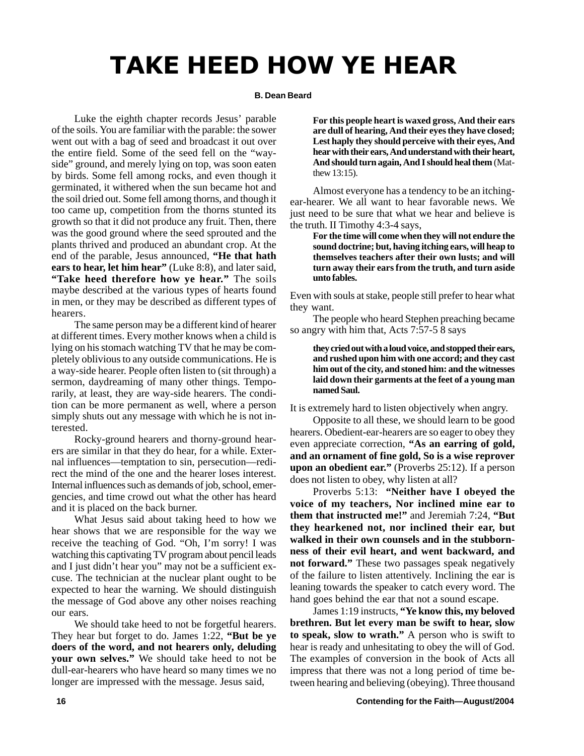# TAKE HEED HOW YE HEAR

**B. Dean Beard**

Luke the eighth chapter records Jesus' parable of the soils. You are familiar with the parable: the sower went out with a bag of seed and broadcast it out over the entire field. Some of the seed fell on the "wayside" ground, and merely lying on top, was soon eaten by birds. Some fell among rocks, and even though it germinated, it withered when the sun became hot and the soil dried out. Some fell among thorns, and though it too came up, competition from the thorns stunted its growth so that it did not produce any fruit. Then, there was the good ground where the seed sprouted and the plants thrived and produced an abundant crop. At the end of the parable, Jesus announced, **"He that hath ears to hear, let him hear"** (Luke 8:8), and later said, **"Take heed therefore how ye hear."** The soils maybe described at the various types of hearts found in men, or they may be described as different types of hearers.

The same person may be a different kind of hearer at different times. Every mother knows when a child is lying on his stomach watching TV that he may be completely oblivious to any outside communications. He is a way-side hearer. People often listen to (sit through) a sermon, daydreaming of many other things. Temporarily, at least, they are way-side hearers. The condition can be more permanent as well, where a person simply shuts out any message with which he is not interested.

Rocky-ground hearers and thorny-ground hearers are similar in that they do hear, for a while. External influences—temptation to sin, persecution—redirect the mind of the one and the hearer loses interest. Internal influences such as demands of job, school, emergencies, and time crowd out what the other has heard and it is placed on the back burner.

What Jesus said about taking heed to how we hear shows that we are responsible for the way we receive the teaching of God. "Oh, I'm sorry! I was watching this captivating TV program about pencil leads and I just didn't hear you" may not be a sufficient excuse. The technician at the nuclear plant ought to be expected to hear the warning. We should distinguish the message of God above any other noises reaching our ears.

We should take heed to not be forgetful hearers. They hear but forget to do. James 1:22, **"But be ye doers of the word, and not hearers only, deluding your own selves."** We should take heed to not be dull-ear-hearers who have heard so many times we no longer are impressed with the message. Jesus said,

> **For this people heart is waxed gross, And their ears are dull of hearing, And their eyes they have closed; Lest haply they should perceive with their eyes, And hear with their ears, And understand with their heart, And should turn again, And I should heal them** (Matthew 13:15).

Almost everyone has a tendency to be an itching-ear-hearer. We all want to hear favorable news. We just need to be sure that what we hear and believe is the truth. II Timothy 4:3-4 says,

> **For the time will come when they will not endure the sound doctrine; but, having itching ears, will heap to themselves teachers after their own lusts; and will turn away their ears from the truth, and turn aside unto fables.**

Even with souls at stake, people still prefer to hear what they want.

The people who heard Stephen preaching became so angry with him that, Acts 7:57-5 8 says

> **they cried out with a loud voice, and stopped their ears, and rushed upon him with one accord; and they cast him out of the city, and stoned him: and the witnesses laid down their garments at the feet of a young man named Saul.**

It is extremely hard to listen objectively when angry.

Opposite to all these, we should learn to be good hearers. Obedient-ear-hearers are so eager to obey they even appreciate correction, **"As an earring of gold, and an ornament of fine gold, So is a wise reprover upon an obedient ear."** (Proverbs 25:12). If a person does not listen to obey, why listen at all?

Proverbs 5:13: **"Neither have I obeyed the voice of my teachers, Nor inclined mine ear to them that instructed me!"** and Jeremiah 7:24, **"But they hearkened not, nor inclined their ear, but walked in their own counsels and in the stubbornness of their evil heart, and went backward, and not forward."** These two passages speak negatively of the failure to listen attentively. Inclining the ear is leaning towards the speaker to catch every word. The hand goes behind the ear that not a sound escape.

James 1:19 instructs, **"Ye know this, my beloved brethren. But let every man be swift to hear, slow to speak, slow to wrath."** A person who is swift to hear is ready and unhesitating to obey the will of God. The examples of conversion in the book of Acts all impress that there was not a long period of time between hearing and believing (obeying). Three thousand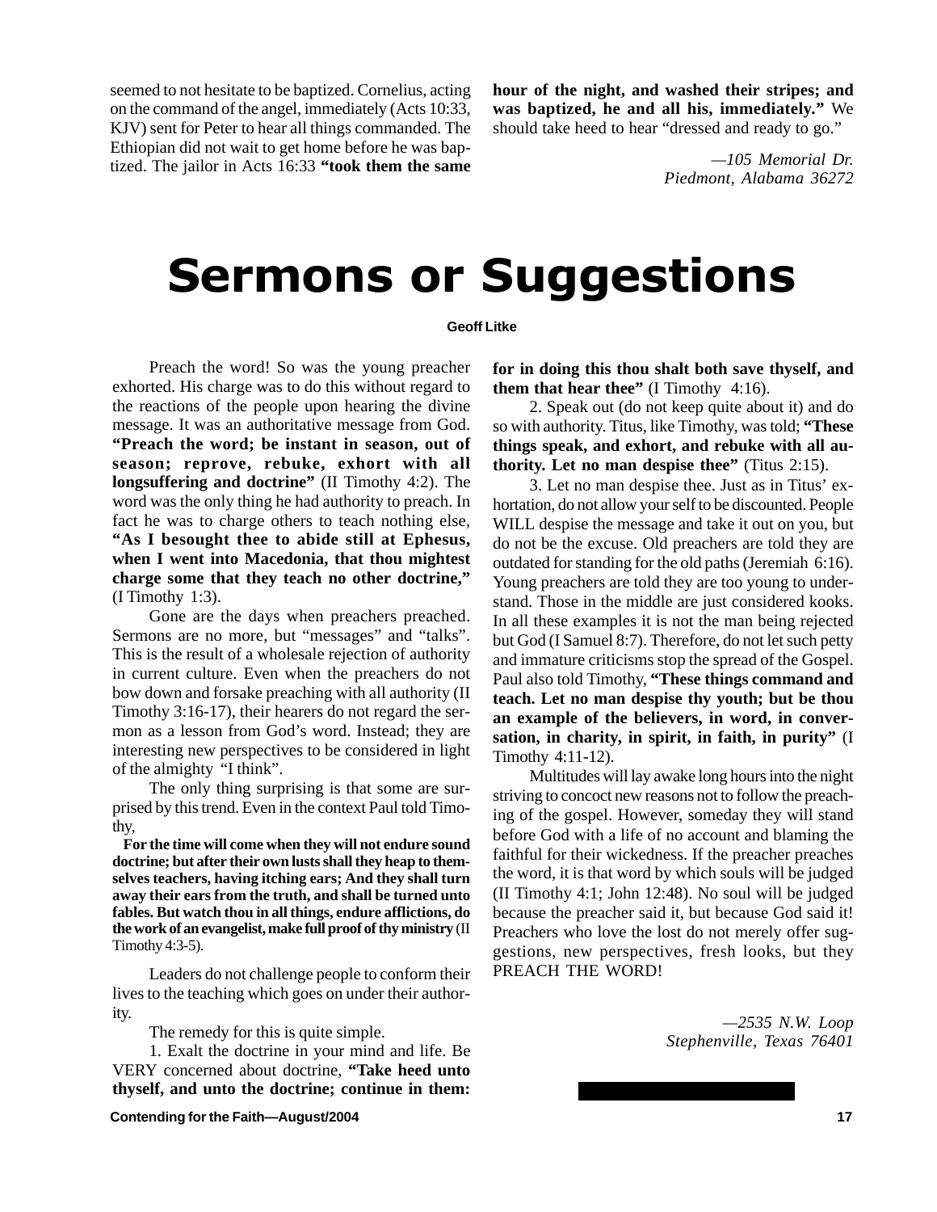seemed to not hesitate to be baptized. Cornelius, acting on the command of the angel, immediately (Acts 10:33, KJV) sent for Peter to hear all things commanded. The Ethiopian did not wait to get home before he was baptized. The jailor in Acts 16:33 **"took them the same hour of the night, and washed their stripes; and was baptized, he and all his, immediately."** We should take heed to hear "dressed and ready to go."

*—105 Memorial Dr.*
*Piedmont, Alabama 36272*

# Sermons or Suggestions

**Geoff Litke**

Preach the word! So was the young preacher exhorted. His charge was to do this without regard to the reactions of the people upon hearing the divine message. It was an authoritative message from God. **"Preach the word; be instant in season, out of season; reprove, rebuke, exhort with all longsuffering and doctrine"** (II Timothy 4:2). The word was the only thing he had authority to preach. In fact he was to charge others to teach nothing else, **"As I besought thee to abide still at Ephesus, when I went into Macedonia, that thou mightest charge some that they teach no other doctrine,"** (I Timothy 1:3).

Gone are the days when preachers preached. Sermons are no more, but "messages" and "talks". This is the result of a wholesale rejection of authority in current culture. Even when the preachers do not bow down and forsake preaching with all authority (II Timothy 3:16-17), their hearers do not regard the sermon as a lesson from God's word. Instead; they are interesting new perspectives to be considered in light of the almighty "I think".

The only thing surprising is that some are surprised by this trend. Even in the context Paul told Timothy,

> **For the time will come when they will not endure sound doctrine; but after their own lusts shall they heap to themselves teachers, having itching ears; And they shall turn away their ears from the truth, and shall be turned unto fables. But watch thou in all things, endure afflictions, do the work of an evangelist, make full proof of thy ministry** (II Timothy 4:3-5).

Leaders do not challenge people to conform their lives to the teaching which goes on under their authority.

The remedy for this is quite simple.

1. Exalt the doctrine in your mind and life. Be VERY concerned about doctrine, **"Take heed unto thyself, and unto the doctrine; continue in them: for in doing this thou shalt both save thyself, and them that hear thee"** (I Timothy 4:16).

2. Speak out (do not keep quite about it) and do so with authority. Titus, like Timothy, was told; **"These things speak, and exhort, and rebuke with all authority. Let no man despise thee"** (Titus 2:15).

3. Let no man despise thee. Just as in Titus' exhortation, do not allow your self to be discounted. People WILL despise the message and take it out on you, but do not be the excuse. Old preachers are told they are outdated for standing for the old paths (Jeremiah 6:16). Young preachers are told they are too young to understand. Those in the middle are just considered kooks. In all these examples it is not the man being rejected but God (I Samuel 8:7). Therefore, do not let such petty and immature criticisms stop the spread of the Gospel. Paul also told Timothy, **"These things command and teach. Let no man despise thy youth; but be thou an example of the believers, in word, in conversation, in charity, in spirit, in faith, in purity"** (I Timothy 4:11-12).

Multitudes will lay awake long hours into the night striving to concoct new reasons not to follow the preaching of the gospel. However, someday they will stand before God with a life of no account and blaming the faithful for their wickedness. If the preacher preaches the word, it is that word by which souls will be judged (II Timothy 4:1; John 12:48). No soul will be judged because the preacher said it, but because God said it! Preachers who love the lost do not merely offer suggestions, new perspectives, fresh looks, but they PREACH THE WORD!

*—2535 N.W. Loop*
*Stephenville, Texas 76401*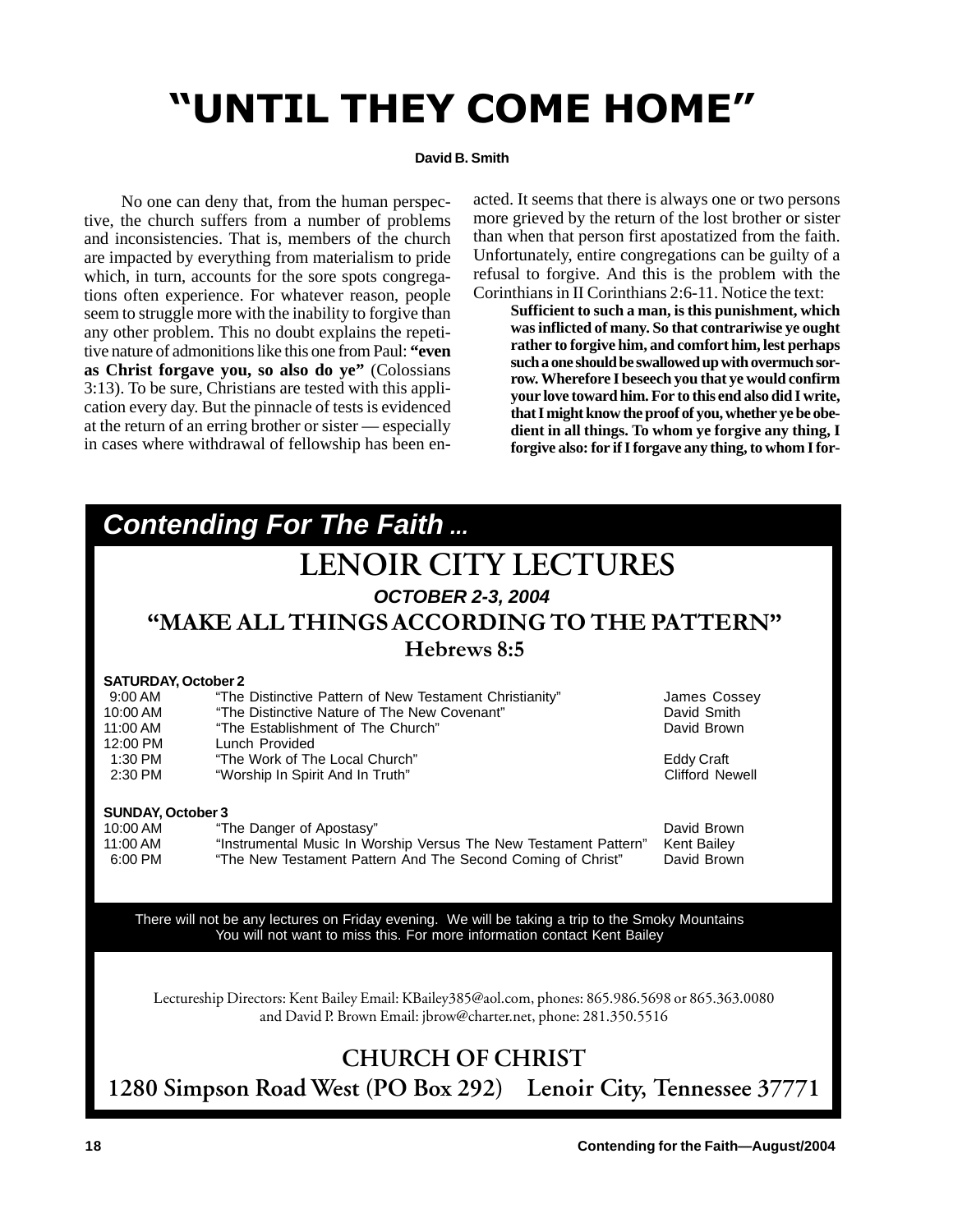# "UNTIL THEY COME HOME"

**David B. Smith**

No one can deny that, from the human perspective, the church suffers from a number of problems and inconsistencies. That is, members of the church are impacted by everything from materialism to pride which, in turn, accounts for the sore spots congregations often experience. For whatever reason, people seem to struggle more with the inability to forgive than any other problem. This no doubt explains the repetitive nature of admonitions like this one from Paul: **"even as Christ forgave you, so also do ye"** (Colossians 3:13). To be sure, Christians are tested with this application every day. But the pinnacle of tests is evidenced at the return of an erring brother or sister — especially in cases where withdrawal of fellowship has been enacted. It seems that there is always one or two persons more grieved by the return of the lost brother or sister than when that person first apostatized from the faith. Unfortunately, entire congregations can be guilty of a refusal to forgive. And this is the problem with the Corinthians in II Corinthians 2:6-11. Notice the text:

> **Sufficient to such a man, is this punishment, which was inflicted of many. So that contrariwise ye ought rather to forgive him, and comfort him, lest perhaps such a one should be swallowed up with overmuch sorrow. Wherefore I beseech you that ye would confirm your love toward him. For to this end also did I write, that I might know the proof of you, whether ye be obedient in all things. To whom ye forgive any thing, I forgive also: for if I forgave any thing, to whom I for-**

---

***Contending For The Faith ...***

## LENOIR CITY LECTURES

***OCTOBER 2-3, 2004***

### "MAKE ALL THINGS ACCORDING TO THE PATTERN"

**Hebrews 8:5**

**SATURDAY, October 2**

| Time | Topic | Speaker |
|---|---|---|
| 9:00 AM | "The Distinctive Pattern of New Testament Christianity" | James Cossey |
| 10:00 AM | "The Distinctive Nature of The New Covenant" | David Smith |
| 11:00 AM | "The Establishment of The Church" | David Brown |
| 12:00 PM | Lunch Provided | |
| 1:30 PM | "The Work of The Local Church" | Eddy Craft |
| 2:30 PM | "Worship In Spirit And In Truth" | Clifford Newell |

**SUNDAY, October 3**

| Time | Topic | Speaker |
|---|---|---|
| 10:00 AM | "The Danger of Apostasy" | David Brown |
| 11:00 AM | "Instrumental Music In Worship Versus The New Testament Pattern" | Kent Bailey |
| 6:00 PM | "The New Testament Pattern And The Second Coming of Christ" | David Brown |

There will not be any lectures on Friday evening. We will be taking a trip to the Smoky Mountains
You will not want to miss this. For more information contact Kent Bailey

Lectureship Directors: Kent Bailey Email: KBailey385@aol.com, phones: 865.986.5698 or 865.363.0080
and David P. Brown Email: jbrow@charter.net, phone: 281.350.5516

**CHURCH OF CHRIST**

**1280 Simpson Road West (PO Box 292) Lenoir City, Tennessee 37771**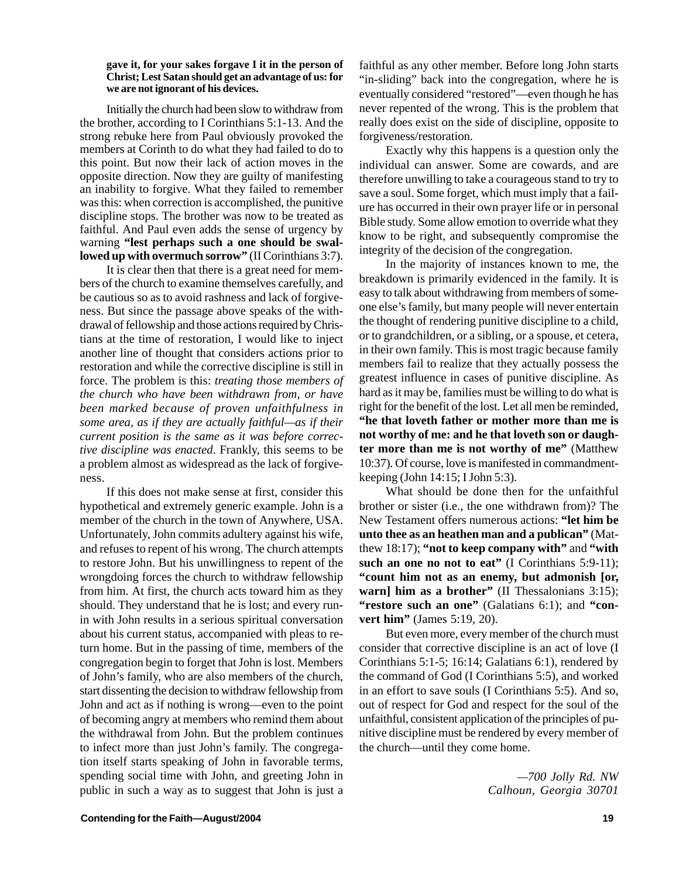**gave it, for your sakes forgave I it in the person of Christ; Lest Satan should get an advantage of us: for we are not ignorant of his devices.**

Initially the church had been slow to withdraw from the brother, according to I Corinthians 5:1-13. And the strong rebuke here from Paul obviously provoked the members at Corinth to do what they had failed to do to this point. But now their lack of action moves in the opposite direction. Now they are guilty of manifesting an inability to forgive. What they failed to remember was this: when correction is accomplished, the punitive discipline stops. The brother was now to be treated as faithful. And Paul even adds the sense of urgency by warning **"lest perhaps such a one should be swallowed up with overmuch sorrow"** (II Corinthians 3:7).

It is clear then that there is a great need for members of the church to examine themselves carefully, and be cautious so as to avoid rashness and lack of forgiveness. But since the passage above speaks of the withdrawal of fellowship and those actions required by Christians at the time of restoration, I would like to inject another line of thought that considers actions prior to restoration and while the corrective discipline is still in force. The problem is this: *treating those members of the church who have been withdrawn from, or have been marked because of proven unfaithfulness in some area, as if they are actually faithful—as if their current position is the same as it was before corrective discipline was enacted*. Frankly, this seems to be a problem almost as widespread as the lack of forgiveness.

If this does not make sense at first, consider this hypothetical and extremely generic example. John is a member of the church in the town of Anywhere, USA. Unfortunately, John commits adultery against his wife, and refuses to repent of his wrong. The church attempts to restore John. But his unwillingness to repent of the wrongdoing forces the church to withdraw fellowship from him. At first, the church acts toward him as they should. They understand that he is lost; and every run-in with John results in a serious spiritual conversation about his current status, accompanied with pleas to return home. But in the passing of time, members of the congregation begin to forget that John is lost. Members of John's family, who are also members of the church, start dissenting the decision to withdraw fellowship from John and act as if nothing is wrong—even to the point of becoming angry at members who remind them about the withdrawal from John. But the problem continues to infect more than just John's family. The congregation itself starts speaking of John in favorable terms, spending social time with John, and greeting John in public in such a way as to suggest that John is just a faithful as any other member. Before long John starts "in-sliding" back into the congregation, where he is eventually considered "restored"—even though he has never repented of the wrong. This is the problem that really does exist on the side of discipline, opposite to forgiveness/restoration.

Exactly why this happens is a question only the individual can answer. Some are cowards, and are therefore unwilling to take a courageous stand to try to save a soul. Some forget, which must imply that a failure has occurred in their own prayer life or in personal Bible study. Some allow emotion to override what they know to be right, and subsequently compromise the integrity of the decision of the congregation.

In the majority of instances known to me, the breakdown is primarily evidenced in the family. It is easy to talk about withdrawing from members of someone else's family, but many people will never entertain the thought of rendering punitive discipline to a child, or to grandchildren, or a sibling, or a spouse, et cetera, in their own family. This is most tragic because family members fail to realize that they actually possess the greatest influence in cases of punitive discipline. As hard as it may be, families must be willing to do what is right for the benefit of the lost. Let all men be reminded, **"he that loveth father or mother more than me is not worthy of me: and he that loveth son or daughter more than me is not worthy of me"** (Matthew 10:37). Of course, love is manifested in commandment-keeping (John 14:15; I John 5:3).

What should be done then for the unfaithful brother or sister (i.e., the one withdrawn from)? The New Testament offers numerous actions: **"let him be unto thee as an heathen man and a publican"** (Matthew 18:17); **"not to keep company with"** and **"with such an one no not to eat"** (I Corinthians 5:9-11); **"count him not as an enemy, but admonish [or, warn] him as a brother"** (II Thessalonians 3:15); **"restore such an one"** (Galatians 6:1); and **"convert him"** (James 5:19, 20).

But even more, every member of the church must consider that corrective discipline is an act of love (I Corinthians 5:1-5; 16:14; Galatians 6:1), rendered by the command of God (I Corinthians 5:5), and worked in an effort to save souls (I Corinthians 5:5). And so, out of respect for God and respect for the soul of the unfaithful, consistent application of the principles of punitive discipline must be rendered by every member of the church—until they come home.

*—700 Jolly Rd. NW*
*Calhoun, Georgia 30701*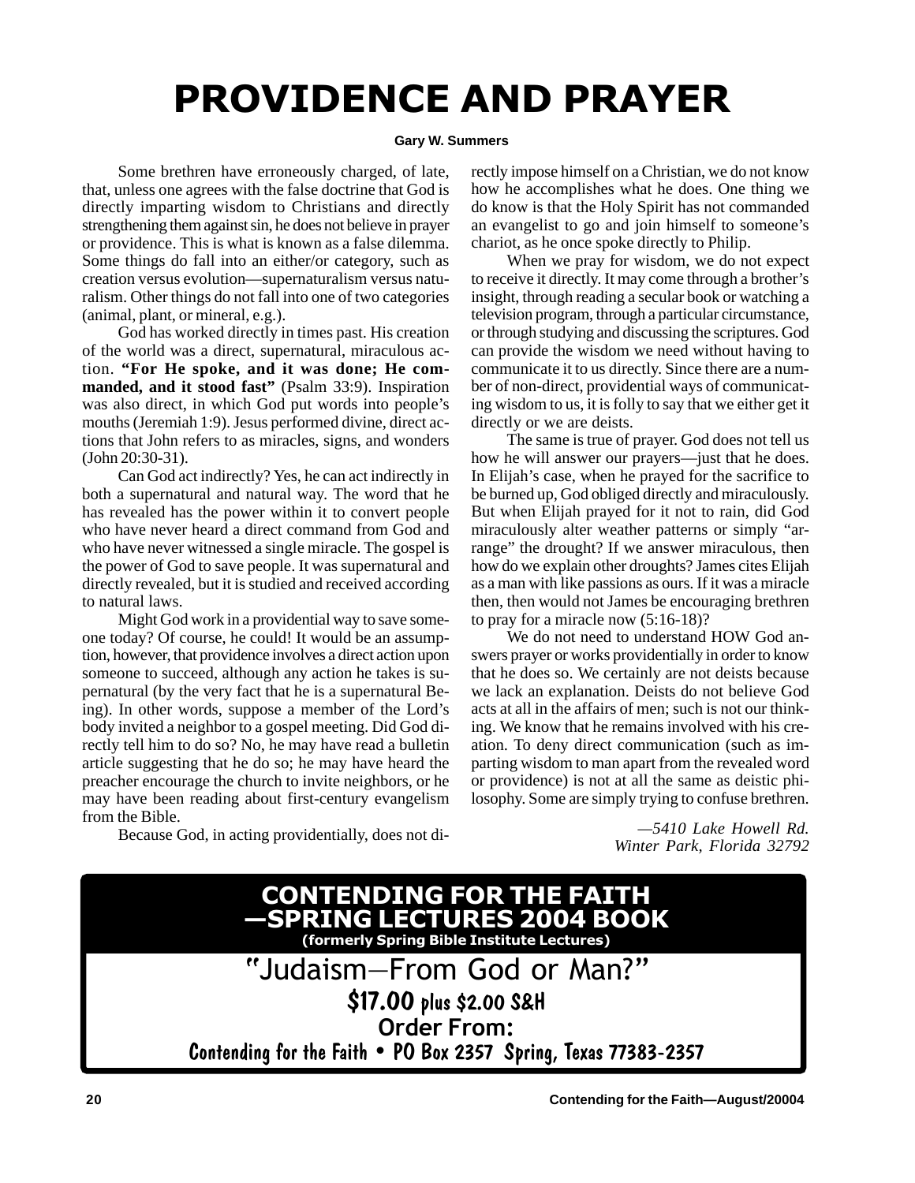# PROVIDENCE AND PRAYER

**Gary W. Summers**

Some brethren have erroneously charged, of late, that, unless one agrees with the false doctrine that God is directly imparting wisdom to Christians and directly strengthening them against sin, he does not believe in prayer or providence. This is what is known as a false dilemma. Some things do fall into an either/or category, such as creation versus evolution—supernaturalism versus naturalism. Other things do not fall into one of two categories (animal, plant, or mineral, e.g.).

God has worked directly in times past. His creation of the world was a direct, supernatural, miraculous action. **"For He spoke, and it was done; He commanded, and it stood fast"** (Psalm 33:9). Inspiration was also direct, in which God put words into people's mouths (Jeremiah 1:9). Jesus performed divine, direct actions that John refers to as miracles, signs, and wonders (John 20:30-31).

Can God act indirectly? Yes, he can act indirectly in both a supernatural and natural way. The word that he has revealed has the power within it to convert people who have never heard a direct command from God and who have never witnessed a single miracle. The gospel is the power of God to save people. It was supernatural and directly revealed, but it is studied and received according to natural laws.

Might God work in a providential way to save someone today? Of course, he could! It would be an assumption, however, that providence involves a direct action upon someone to succeed, although any action he takes is supernatural (by the very fact that he is a supernatural Being). In other words, suppose a member of the Lord's body invited a neighbor to a gospel meeting. Did God directly tell him to do so? No, he may have read a bulletin article suggesting that he do so; he may have heard the preacher encourage the church to invite neighbors, or he may have been reading about first-century evangelism from the Bible.

Because God, in acting providentially, does not directly impose himself on a Christian, we do not know how he accomplishes what he does. One thing we do know is that the Holy Spirit has not commanded an evangelist to go and join himself to someone's chariot, as he once spoke directly to Philip.

When we pray for wisdom, we do not expect to receive it directly. It may come through a brother's insight, through reading a secular book or watching a television program, through a particular circumstance, or through studying and discussing the scriptures. God can provide the wisdom we need without having to communicate it to us directly. Since there are a number of non-direct, providential ways of communicating wisdom to us, it is folly to say that we either get it directly or we are deists.

The same is true of prayer. God does not tell us how he will answer our prayers—just that he does. In Elijah's case, when he prayed for the sacrifice to be burned up, God obliged directly and miraculously. But when Elijah prayed for it not to rain, did God miraculously alter weather patterns or simply "arrange" the drought? If we answer miraculous, then how do we explain other droughts? James cites Elijah as a man with like passions as ours. If it was a miracle then, then would not James be encouraging brethren to pray for a miracle now (5:16-18)?

We do not need to understand HOW God answers prayer or works providentially in order to know that he does so. We certainly are not deists because we lack an explanation. Deists do not believe God acts at all in the affairs of men; such is not our thinking. We know that he remains involved with his creation. To deny direct communication (such as imparting wisdom to man apart from the revealed word or providence) is not at all the same as deistic philosophy. Some are simply trying to confuse brethren.

*—5410 Lake Howell Rd.*
*Winter Park, Florida 32792*

---

**CONTENDING FOR THE FAITH —SPRING LECTURES 2004 BOOK**
**(formerly Spring Bible Institute Lectures)**

"Judaism—From God or Man?"

**$17.00 plus $2.00 S&H**

**Order From:**

Contending for the Faith • PO Box 2357 Spring, Texas 77383-2357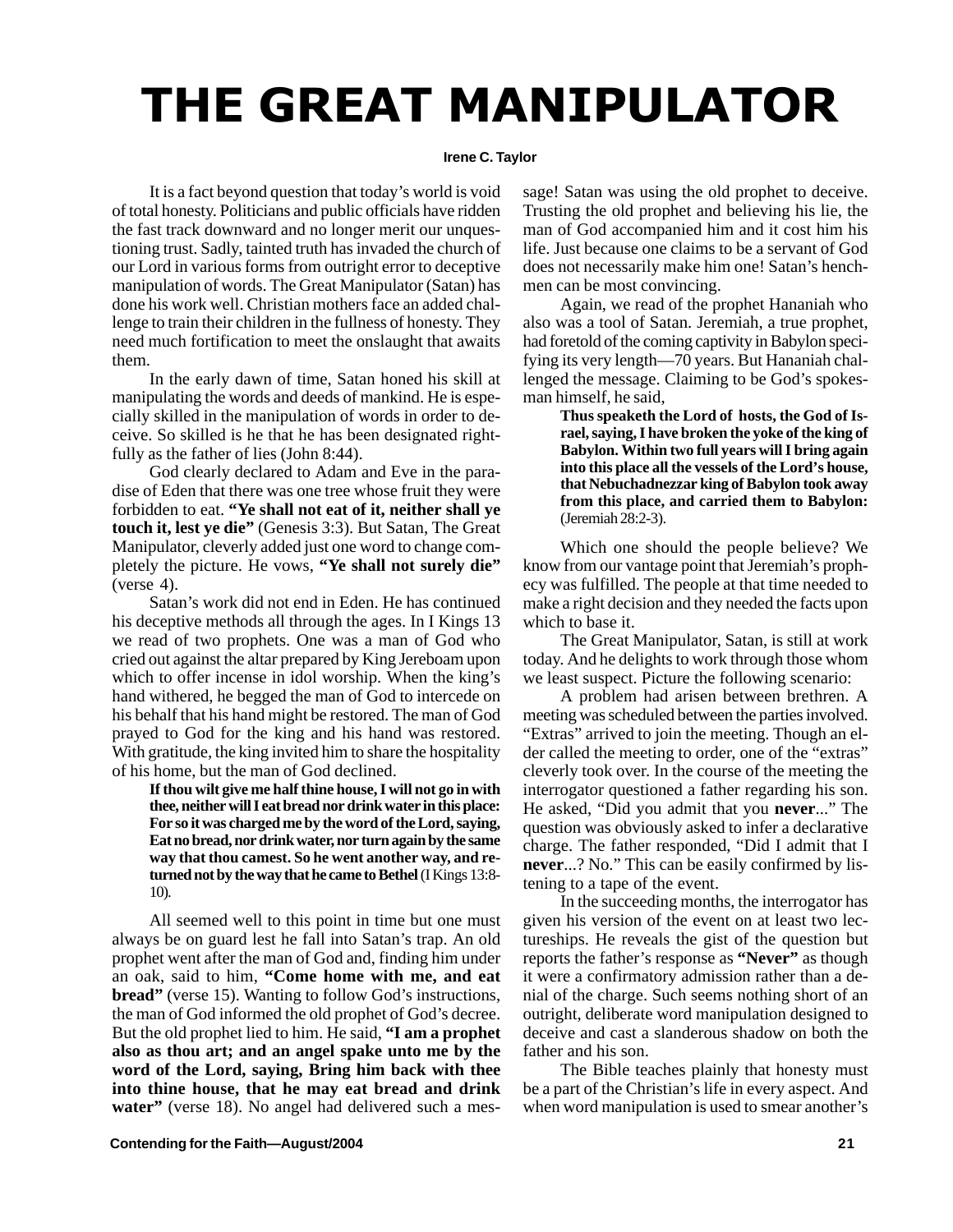# THE GREAT MANIPULATOR

**Irene C. Taylor**

It is a fact beyond question that today's world is void of total honesty. Politicians and public officials have ridden the fast track downward and no longer merit our unquestioning trust. Sadly, tainted truth has invaded the church of our Lord in various forms from outright error to deceptive manipulation of words. The Great Manipulator (Satan) has done his work well. Christian mothers face an added challenge to train their children in the fullness of honesty. They need much fortification to meet the onslaught that awaits them.

In the early dawn of time, Satan honed his skill at manipulating the words and deeds of mankind. He is especially skilled in the manipulation of words in order to deceive. So skilled is he that he has been designated rightfully as the father of lies (John 8:44).

God clearly declared to Adam and Eve in the paradise of Eden that there was one tree whose fruit they were forbidden to eat. **"Ye shall not eat of it, neither shall ye touch it, lest ye die"** (Genesis 3:3). But Satan, The Great Manipulator, cleverly added just one word to change completely the picture. He vows, **"Ye shall not surely die"** (verse 4).

Satan's work did not end in Eden. He has continued his deceptive methods all through the ages. In I Kings 13 we read of two prophets. One was a man of God who cried out against the altar prepared by King Jereboam upon which to offer incense in idol worship. When the king's hand withered, he begged the man of God to intercede on his behalf that his hand might be restored. The man of God prayed to God for the king and his hand was restored. With gratitude, the king invited him to share the hospitality of his home, but the man of God declined.

> **If thou wilt give me half thine house, I will not go in with thee, neither will I eat bread nor drink water in this place: For so it was charged me by the word of the Lord, saying, Eat no bread, nor drink water, nor turn again by the same way that thou camest. So he went another way, and returned not by the way that he came to Bethel** (I Kings 13:8-10).

All seemed well to this point in time but one must always be on guard lest he fall into Satan's trap. An old prophet went after the man of God and, finding him under an oak, said to him, **"Come home with me, and eat bread"** (verse 15). Wanting to follow God's instructions, the man of God informed the old prophet of God's decree. But the old prophet lied to him. He said, **"I am a prophet also as thou art; and an angel spake unto me by the word of the Lord, saying, Bring him back with thee into thine house, that he may eat bread and drink water"** (verse 18). No angel had delivered such a message! Satan was using the old prophet to deceive. Trusting the old prophet and believing his lie, the man of God accompanied him and it cost him his life. Just because one claims to be a servant of God does not necessarily make him one! Satan's henchmen can be most convincing.

Again, we read of the prophet Hananiah who also was a tool of Satan. Jeremiah, a true prophet, had foretold of the coming captivity in Babylon specifying its very length—70 years. But Hananiah challenged the message. Claiming to be God's spokesman himself, he said,

> **Thus speaketh the Lord of hosts, the God of Israel, saying, I have broken the yoke of the king of Babylon. Within two full years will I bring again into this place all the vessels of the Lord's house, that Nebuchadnezzar king of Babylon took away from this place, and carried them to Babylon:** (Jeremiah 28:2-3).

Which one should the people believe? We know from our vantage point that Jeremiah's prophecy was fulfilled. The people at that time needed to make a right decision and they needed the facts upon which to base it.

The Great Manipulator, Satan, is still at work today. And he delights to work through those whom we least suspect. Picture the following scenario:

A problem had arisen between brethren. A meeting was scheduled between the parties involved. "Extras" arrived to join the meeting. Though an elder called the meeting to order, one of the "extras" cleverly took over. In the course of the meeting the interrogator questioned a father regarding his son. He asked, "Did you admit that you **never**..." The question was obviously asked to infer a declarative charge. The father responded, "Did I admit that I **never**...? No." This can be easily confirmed by listening to a tape of the event.

In the succeeding months, the interrogator has given his version of the event on at least two lectureships. He reveals the gist of the question but reports the father's response as **"Never"** as though it were a confirmatory admission rather than a denial of the charge. Such seems nothing short of an outright, deliberate word manipulation designed to deceive and cast a slanderous shadow on both the father and his son.

The Bible teaches plainly that honesty must be a part of the Christian's life in every aspect. And when word manipulation is used to smear another's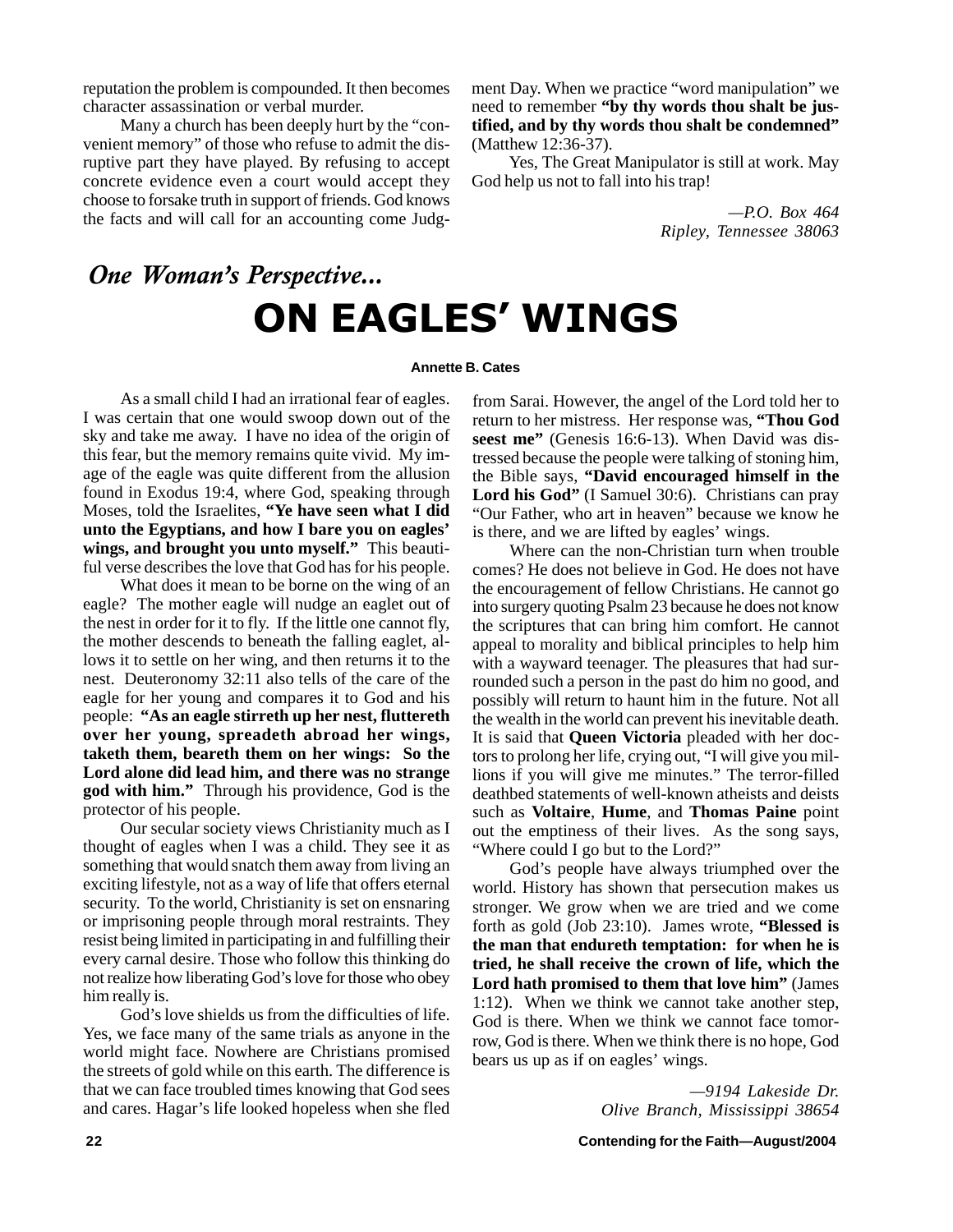reputation the problem is compounded. It then becomes character assassination or verbal murder.

Many a church has been deeply hurt by the "convenient memory" of those who refuse to admit the disruptive part they have played. By refusing to accept concrete evidence even a court would accept they choose to forsake truth in support of friends. God knows the facts and will call for an accounting come Judgment Day. When we practice "word manipulation" we need to remember **"by thy words thou shalt be justified, and by thy words thou shalt be condemned"** (Matthew 12:36-37).

Yes, The Great Manipulator is still at work. May God help us not to fall into his trap!

*—P.O. Box 464*
*Ripley, Tennessee 38063*

*One Woman's Perspective...*

# ON EAGLES' WINGS

**Annette B. Cates**

As a small child I had an irrational fear of eagles. I was certain that one would swoop down out of the sky and take me away. I have no idea of the origin of this fear, but the memory remains quite vivid. My image of the eagle was quite different from the allusion found in Exodus 19:4, where God, speaking through Moses, told the Israelites, **"Ye have seen what I did unto the Egyptians, and how I bare you on eagles' wings, and brought you unto myself."** This beautiful verse describes the love that God has for his people.

What does it mean to be borne on the wing of an eagle? The mother eagle will nudge an eaglet out of the nest in order for it to fly. If the little one cannot fly, the mother descends to beneath the falling eaglet, allows it to settle on her wing, and then returns it to the nest. Deuteronomy 32:11 also tells of the care of the eagle for her young and compares it to God and his people: **"As an eagle stirreth up her nest, fluttereth over her young, spreadeth abroad her wings, taketh them, beareth them on her wings: So the Lord alone did lead him, and there was no strange god with him."** Through his providence, God is the protector of his people.

Our secular society views Christianity much as I thought of eagles when I was a child. They see it as something that would snatch them away from living an exciting lifestyle, not as a way of life that offers eternal security. To the world, Christianity is set on ensnaring or imprisoning people through moral restraints. They resist being limited in participating in and fulfilling their every carnal desire. Those who follow this thinking do not realize how liberating God's love for those who obey him really is.

God's love shields us from the difficulties of life. Yes, we face many of the same trials as anyone in the world might face. Nowhere are Christians promised the streets of gold while on this earth. The difference is that we can face troubled times knowing that God sees and cares. Hagar's life looked hopeless when she fled from Sarai. However, the angel of the Lord told her to return to her mistress. Her response was, **"Thou God seest me"** (Genesis 16:6-13). When David was distressed because the people were talking of stoning him, the Bible says, **"David encouraged himself in the Lord his God"** (I Samuel 30:6). Christians can pray "Our Father, who art in heaven" because we know he is there, and we are lifted by eagles' wings.

Where can the non-Christian turn when trouble comes? He does not believe in God. He does not have the encouragement of fellow Christians. He cannot go into surgery quoting Psalm 23 because he does not know the scriptures that can bring him comfort. He cannot appeal to morality and biblical principles to help him with a wayward teenager. The pleasures that had surrounded such a person in the past do him no good, and possibly will return to haunt him in the future. Not all the wealth in the world can prevent his inevitable death. It is said that **Queen Victoria** pleaded with her doctors to prolong her life, crying out, "I will give you millions if you will give me minutes." The terror-filled deathbed statements of well-known atheists and deists such as **Voltaire**, **Hume**, and **Thomas Paine** point out the emptiness of their lives. As the song says, "Where could I go but to the Lord?"

God's people have always triumphed over the world. History has shown that persecution makes us stronger. We grow when we are tried and we come forth as gold (Job 23:10). James wrote, **"Blessed is the man that endureth temptation: for when he is tried, he shall receive the crown of life, which the Lord hath promised to them that love him"** (James 1:12). When we think we cannot take another step, God is there. When we think we cannot face tomorrow, God is there. When we think there is no hope, God bears us up as if on eagles' wings.

*—9194 Lakeside Dr.*
*Olive Branch, Mississippi 38654*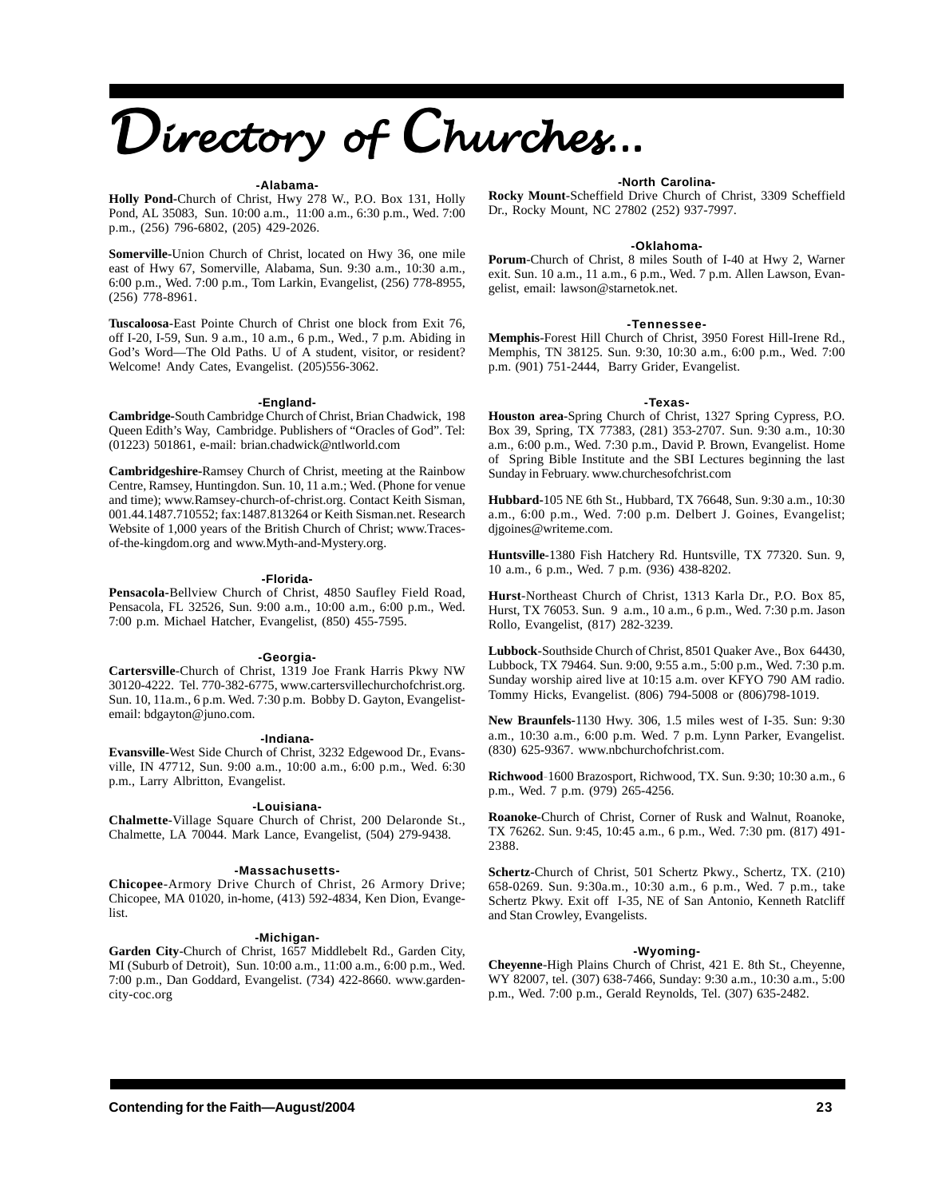# Directory of Churches...

### -Alabama-

**Holly Pond**-Church of Christ, Hwy 278 W., P.O. Box 131, Holly Pond, AL 35083, Sun. 10:00 a.m., 11:00 a.m., 6:30 p.m., Wed. 7:00 p.m., (256) 796-6802, (205) 429-2026.

**Somerville**-Union Church of Christ, located on Hwy 36, one mile east of Hwy 67, Somerville, Alabama, Sun. 9:30 a.m., 10:30 a.m., 6:00 p.m., Wed. 7:00 p.m., Tom Larkin, Evangelist, (256) 778-8955, (256) 778-8961.

**Tuscaloosa**-East Pointe Church of Christ one block from Exit 76, off I-20, I-59, Sun. 9 a.m., 10 a.m., 6 p.m., Wed., 7 p.m. Abiding in God's Word—The Old Paths. U of A student, visitor, or resident? Welcome! Andy Cates, Evangelist. (205)556-3062.

### -England-

**Cambridge**-South Cambridge Church of Christ, Brian Chadwick, 198 Queen Edith's Way, Cambridge. Publishers of "Oracles of God". Tel: (01223) 501861, e-mail: brian.chadwick@ntlworld.com

**Cambridgeshire**-Ramsey Church of Christ, meeting at the Rainbow Centre, Ramsey, Huntingdon. Sun. 10, 11 a.m.; Wed. (Phone for venue and time); www.Ramsey-church-of-christ.org. Contact Keith Sisman, 001.44.1487.710552; fax:1487.813264 or Keith Sisman.net. Research Website of 1,000 years of the British Church of Christ; www.Traces-of-the-kingdom.org and www.Myth-and-Mystery.org.

### -Florida-

**Pensacola**-Bellview Church of Christ, 4850 Saufley Field Road, Pensacola, FL 32526, Sun. 9:00 a.m., 10:00 a.m., 6:00 p.m., Wed. 7:00 p.m. Michael Hatcher, Evangelist, (850) 455-7595.

### -Georgia-

**Cartersville**-Church of Christ, 1319 Joe Frank Harris Pkwy NW 30120-4222. Tel. 770-382-6775, www.cartersvillechurchofchrist.org. Sun. 10, 11a.m., 6 p.m. Wed. 7:30 p.m. Bobby D. Gayton, Evangelist-email: bdgayton@juno.com.

### -Indiana-

**Evansville**-West Side Church of Christ, 3232 Edgewood Dr., Evansville, IN 47712, Sun. 9:00 a.m., 10:00 a.m., 6:00 p.m., Wed. 6:30 p.m., Larry Albritton, Evangelist.

### -Louisiana-

**Chalmette**-Village Square Church of Christ, 200 Delaronde St., Chalmette, LA 70044. Mark Lance, Evangelist, (504) 279-9438.

### -Massachusetts-

**Chicopee**-Armory Drive Church of Christ, 26 Armory Drive; Chicopee, MA 01020, in-home, (413) 592-4834, Ken Dion, Evangelist.

### -Michigan-

**Garden City**-Church of Christ, 1657 Middlebelt Rd., Garden City, MI (Suburb of Detroit), Sun. 10:00 a.m., 11:00 a.m., 6:00 p.m., Wed. 7:00 p.m., Dan Goddard, Evangelist. (734) 422-8660. www.garden-city-coc.org

### -North Carolina-

**Rocky Mount**-Scheffield Drive Church of Christ, 3309 Scheffield Dr., Rocky Mount, NC 27802 (252) 937-7997.

### -Oklahoma-

**Porum**-Church of Christ, 8 miles South of I-40 at Hwy 2, Warner exit. Sun. 10 a.m., 11 a.m., 6 p.m., Wed. 7 p.m. Allen Lawson, Evangelist, email: lawson@starnetok.net.

### -Tennessee-

**Memphis**-Forest Hill Church of Christ, 3950 Forest Hill-Irene Rd., Memphis, TN 38125. Sun. 9:30, 10:30 a.m., 6:00 p.m., Wed. 7:00 p.m. (901) 751-2444, Barry Grider, Evangelist.

### -Texas-

**Houston area**-Spring Church of Christ, 1327 Spring Cypress, P.O. Box 39, Spring, TX 77383, (281) 353-2707. Sun. 9:30 a.m., 10:30 a.m., 6:00 p.m., Wed. 7:30 p.m., David P. Brown, Evangelist. Home of Spring Bible Institute and the SBI Lectures beginning the last Sunday in February. www.churchesofchrist.com

**Hubbard**-105 NE 6th St., Hubbard, TX 76648, Sun. 9:30 a.m., 10:30 a.m., 6:00 p.m., Wed. 7:00 p.m. Delbert J. Goines, Evangelist; djgoines@writeme.com.

**Huntsville**-1380 Fish Hatchery Rd. Huntsville, TX 77320. Sun. 9, 10 a.m., 6 p.m., Wed. 7 p.m. (936) 438-8202.

**Hurst**-Northeast Church of Christ, 1313 Karla Dr., P.O. Box 85, Hurst, TX 76053. Sun. 9 a.m., 10 a.m., 6 p.m., Wed. 7:30 p.m. Jason Rollo, Evangelist, (817) 282-3239.

**Lubbock**-Southside Church of Christ, 8501 Quaker Ave., Box 64430, Lubbock, TX 79464. Sun. 9:00, 9:55 a.m., 5:00 p.m., Wed. 7:30 p.m. Sunday worship aired live at 10:15 a.m. over KFYO 790 AM radio. Tommy Hicks, Evangelist. (806) 794-5008 or (806)798-1019.

**New Braunfels**-1130 Hwy. 306, 1.5 miles west of I-35. Sun: 9:30 a.m., 10:30 a.m., 6:00 p.m. Wed. 7 p.m. Lynn Parker, Evangelist. (830) 625-9367. www.nbchurchofchrist.com.

**Richwood**-1600 Brazosport, Richwood, TX. Sun. 9:30; 10:30 a.m., 6 p.m., Wed. 7 p.m. (979) 265-4256.

**Roanoke**-Church of Christ, Corner of Rusk and Walnut, Roanoke, TX 76262. Sun. 9:45, 10:45 a.m., 6 p.m., Wed. 7:30 pm. (817) 491-2388.

**Schertz**-Church of Christ, 501 Schertz Pkwy., Schertz, TX. (210) 658-0269. Sun. 9:30a.m., 10:30 a.m., 6 p.m., Wed. 7 p.m., take Schertz Pkwy. Exit off I-35, NE of San Antonio, Kenneth Ratcliff and Stan Crowley, Evangelists.

### -Wyoming-

**Cheyenne**-High Plains Church of Christ, 421 E. 8th St., Cheyenne, WY 82007, tel. (307) 638-7466, Sunday: 9:30 a.m., 10:30 a.m., 5:00 p.m., Wed. 7:00 p.m., Gerald Reynolds, Tel. (307) 635-2482.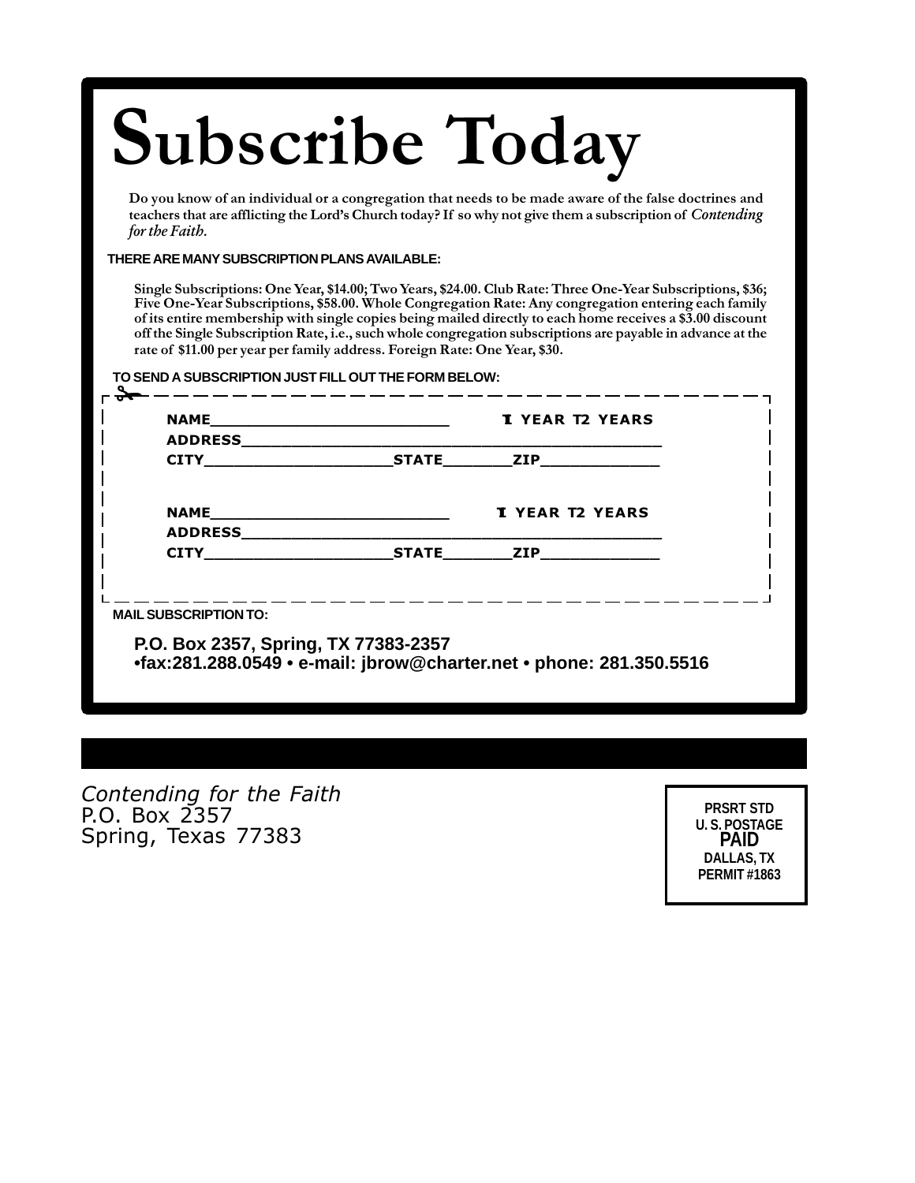# Subscribe Today

**Do you know of an individual or a congregation that needs to be made aware of the false doctrines and teachers that are afflicting the Lord's Church today? If so why not give them a subscription of *Contending for the Faith*.**

**THERE ARE MANY SUBSCRIPTION PLANS AVAILABLE:**

**Single Subscriptions: One Year, $14.00; Two Years, $24.00. Club Rate: Three One-Year Subscriptions, $36; Five One-Year Subscriptions, $58.00. Whole Congregation Rate: Any congregation entering each family of its entire membership with single copies being mailed directly to each home receives a $3.00 discount off the Single Subscription Rate, i.e., such whole congregation subscriptions are payable in advance at the rate of $11.00 per year per family address. Foreign Rate: One Year, $30.**

**TO SEND A SUBSCRIPTION JUST FILL OUT THE FORM BELOW:**

**NAME**___________________________ **1 YEAR 2 YEARS**
**ADDRESS**_____________________________________________
**CITY**_____________________**STATE**________**ZIP**_____________

**NAME**___________________________ **1 YEAR 2 YEARS**
**ADDRESS**_____________________________________________
**CITY**_____________________**STATE**________**ZIP**_____________

**MAIL SUBSCRIPTION TO:**

**P.O. Box 2357, Spring, TX 77383-2357**
**•fax:281.288.0549 • e-mail: jbrow@charter.net • phone: 281.350.5516**

*Contending for the Faith*
P.O. Box 2357
Spring, Texas 77383

PRSRT STD
U. S. POSTAGE
PAID
DALLAS, TX
PERMIT #1863